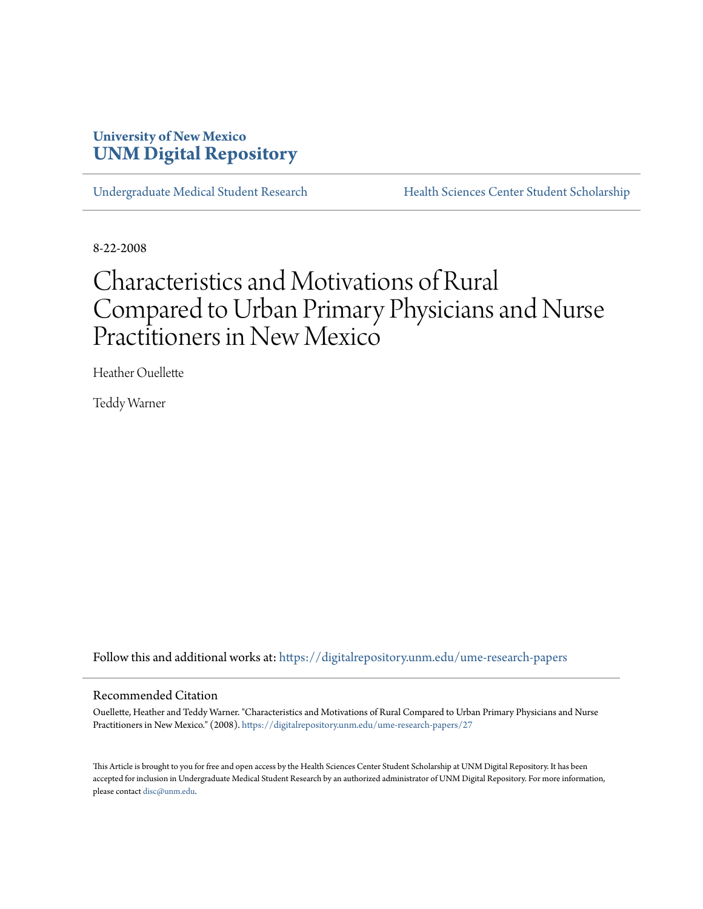**University of New Mexico**
**UNM Digital Repository**

Undergraduate Medical Student Research | Health Sciences Center Student Scholarship

8-22-2008

# Characteristics and Motivations of Rural Compared to Urban Primary Physicians and Nurse Practitioners in New Mexico

Heather Ouellette

Teddy Warner

Follow this and additional works at: https://digitalrepository.unm.edu/ume-research-papers

## Recommended Citation

Ouellette, Heather and Teddy Warner. "Characteristics and Motivations of Rural Compared to Urban Primary Physicians and Nurse Practitioners in New Mexico." (2008). https://digitalrepository.unm.edu/ume-research-papers/27

This Article is brought to you for free and open access by the Health Sciences Center Student Scholarship at UNM Digital Repository. It has been accepted for inclusion in Undergraduate Medical Student Research by an authorized administrator of UNM Digital Repository. For more information, please contact disc@unm.edu.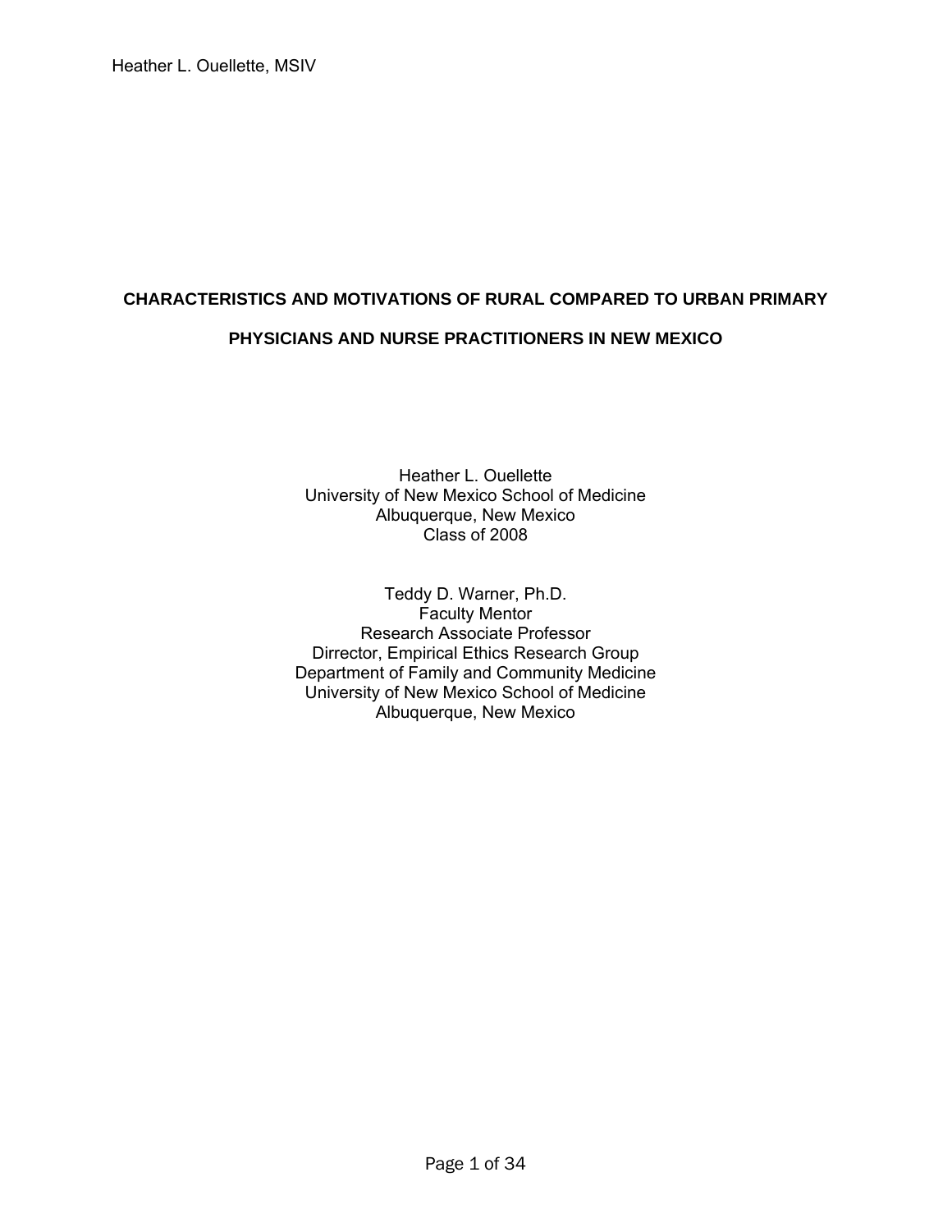# CHARACTERISTICS AND MOTIVATIONS OF RURAL COMPARED TO URBAN PRIMARY PHYSICIANS AND NURSE PRACTITIONERS IN NEW MEXICO

Heather L. Ouellette
University of New Mexico School of Medicine
Albuquerque, New Mexico
Class of 2008

Teddy D. Warner, Ph.D.
Faculty Mentor
Research Associate Professor
Dirrector, Empirical Ethics Research Group
Department of Family and Community Medicine
University of New Mexico School of Medicine
Albuquerque, New Mexico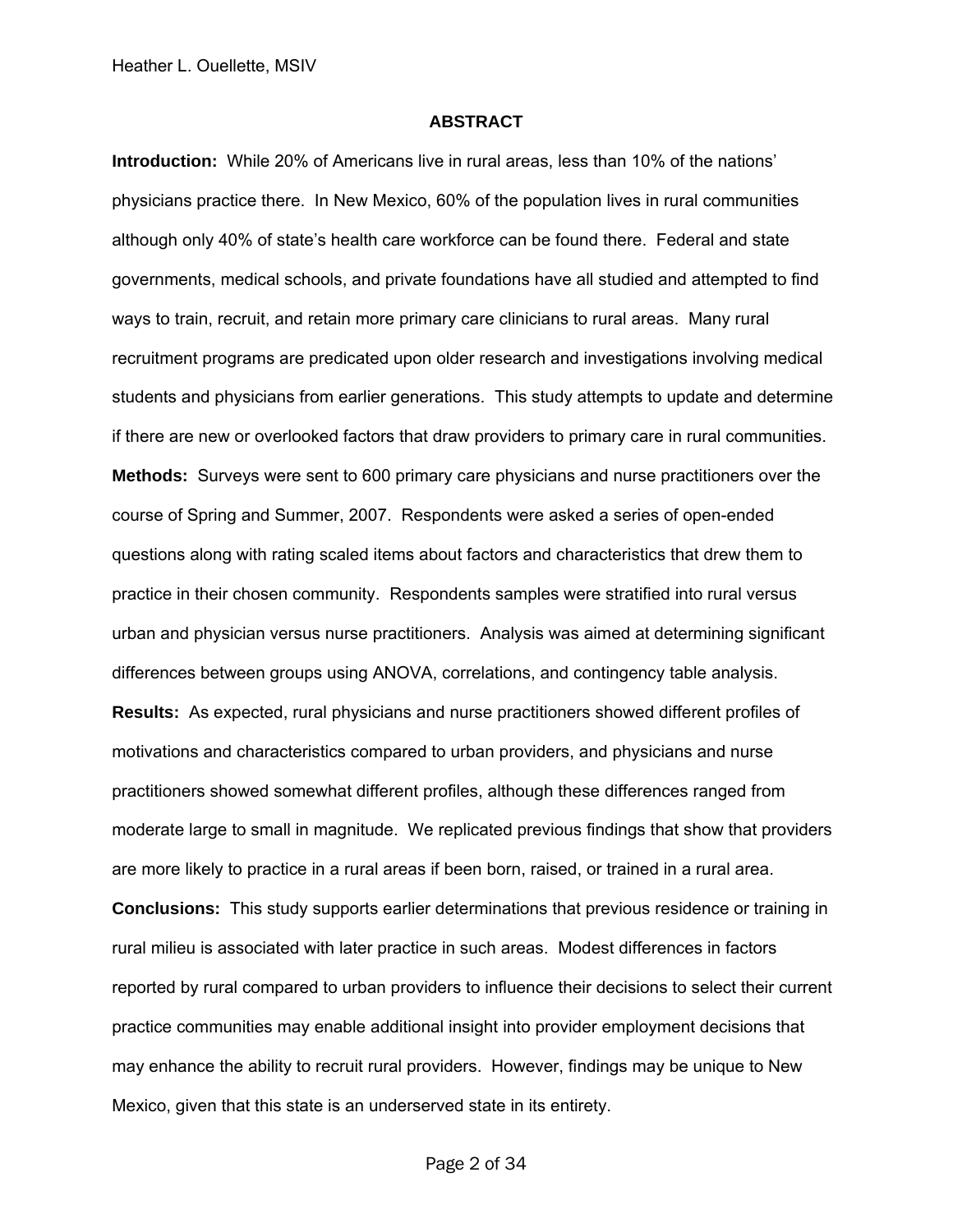## ABSTRACT

**Introduction:** While 20% of Americans live in rural areas, less than 10% of the nations' physicians practice there. In New Mexico, 60% of the population lives in rural communities although only 40% of state's health care workforce can be found there. Federal and state governments, medical schools, and private foundations have all studied and attempted to find ways to train, recruit, and retain more primary care clinicians to rural areas. Many rural recruitment programs are predicated upon older research and investigations involving medical students and physicians from earlier generations. This study attempts to update and determine if there are new or overlooked factors that draw providers to primary care in rural communities.

**Methods:** Surveys were sent to 600 primary care physicians and nurse practitioners over the course of Spring and Summer, 2007. Respondents were asked a series of open-ended questions along with rating scaled items about factors and characteristics that drew them to practice in their chosen community. Respondents samples were stratified into rural versus urban and physician versus nurse practitioners. Analysis was aimed at determining significant differences between groups using ANOVA, correlations, and contingency table analysis.

**Results:** As expected, rural physicians and nurse practitioners showed different profiles of motivations and characteristics compared to urban providers, and physicians and nurse practitioners showed somewhat different profiles, although these differences ranged from moderate large to small in magnitude. We replicated previous findings that show that providers are more likely to practice in a rural areas if been born, raised, or trained in a rural area.

**Conclusions:** This study supports earlier determinations that previous residence or training in rural milieu is associated with later practice in such areas. Modest differences in factors reported by rural compared to urban providers to influence their decisions to select their current practice communities may enable additional insight into provider employment decisions that may enhance the ability to recruit rural providers. However, findings may be unique to New Mexico, given that this state is an underserved state in its entirety.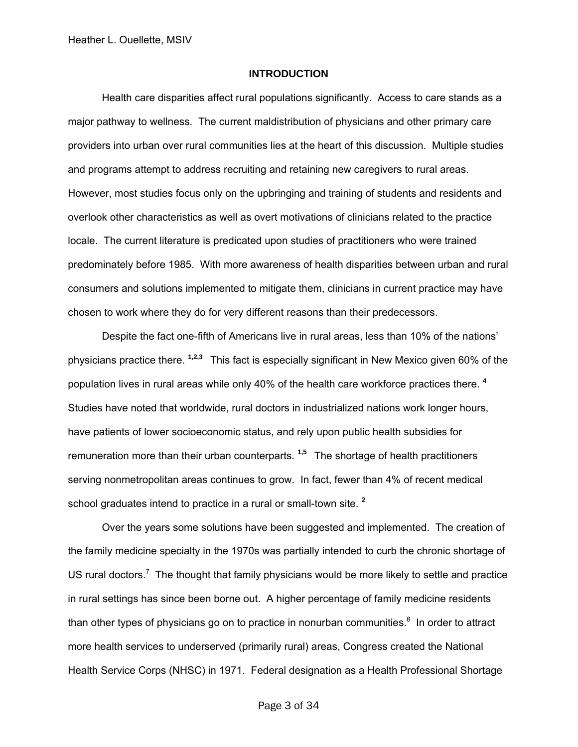## INTRODUCTION

Health care disparities affect rural populations significantly. Access to care stands as a major pathway to wellness. The current maldistribution of physicians and other primary care providers into urban over rural communities lies at the heart of this discussion. Multiple studies and programs attempt to address recruiting and retaining new caregivers to rural areas. However, most studies focus only on the upbringing and training of students and residents and overlook other characteristics as well as overt motivations of clinicians related to the practice locale. The current literature is predicated upon studies of practitioners who were trained predominately before 1985. With more awareness of health disparities between urban and rural consumers and solutions implemented to mitigate them, clinicians in current practice may have chosen to work where they do for very different reasons than their predecessors.

Despite the fact one-fifth of Americans live in rural areas, less than 10% of the nations' physicians practice there. [1,2,3] This fact is especially significant in New Mexico given 60% of the population lives in rural areas while only 40% of the health care workforce practices there. [4] Studies have noted that worldwide, rural doctors in industrialized nations work longer hours, have patients of lower socioeconomic status, and rely upon public health subsidies for remuneration more than their urban counterparts. [1,5] The shortage of health practitioners serving nonmetropolitan areas continues to grow. In fact, fewer than 4% of recent medical school graduates intend to practice in a rural or small-town site. [2]

Over the years some solutions have been suggested and implemented. The creation of the family medicine specialty in the 1970s was partially intended to curb the chronic shortage of US rural doctors.[7] The thought that family physicians would be more likely to settle and practice in rural settings has since been borne out. A higher percentage of family medicine residents than other types of physicians go on to practice in nonurban communities.[8] In order to attract more health services to underserved (primarily rural) areas, Congress created the National Health Service Corps (NHSC) in 1971. Federal designation as a Health Professional Shortage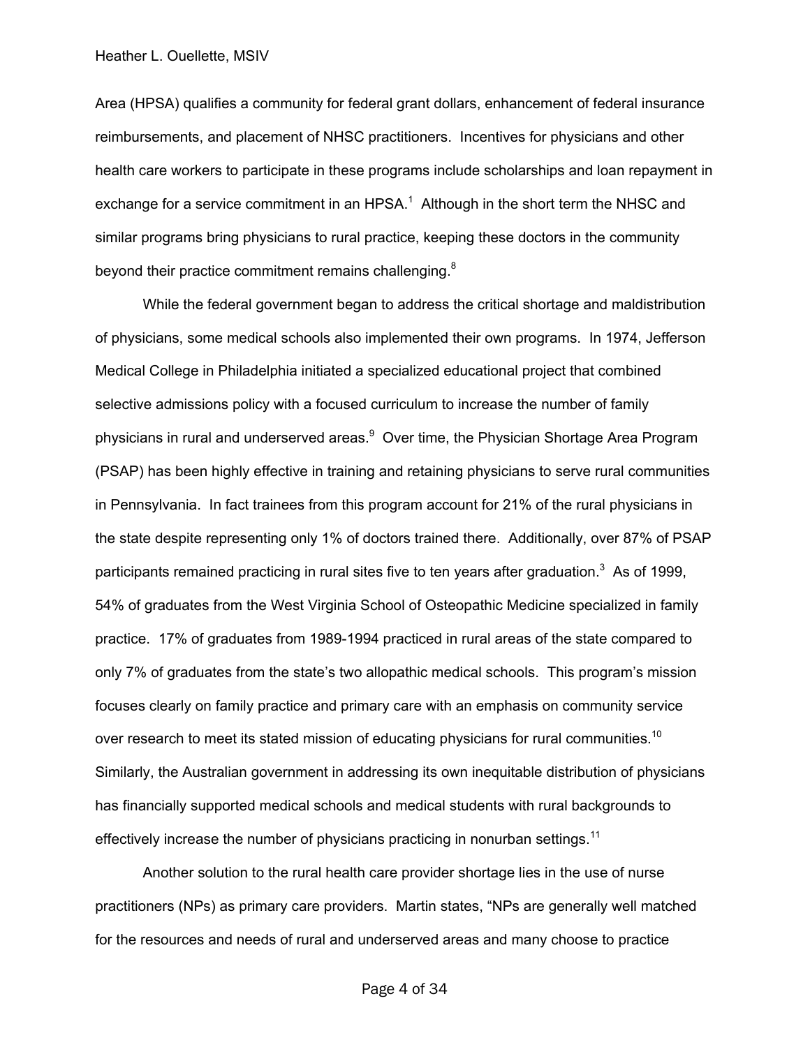Area (HPSA) qualifies a community for federal grant dollars, enhancement of federal insurance reimbursements, and placement of NHSC practitioners. Incentives for physicians and other health care workers to participate in these programs include scholarships and loan repayment in exchange for a service commitment in an HPSA.[1] Although in the short term the NHSC and similar programs bring physicians to rural practice, keeping these doctors in the community beyond their practice commitment remains challenging.[8]

While the federal government began to address the critical shortage and maldistribution of physicians, some medical schools also implemented their own programs. In 1974, Jefferson Medical College in Philadelphia initiated a specialized educational project that combined selective admissions policy with a focused curriculum to increase the number of family physicians in rural and underserved areas.[9] Over time, the Physician Shortage Area Program (PSAP) has been highly effective in training and retaining physicians to serve rural communities in Pennsylvania. In fact trainees from this program account for 21% of the rural physicians in the state despite representing only 1% of doctors trained there. Additionally, over 87% of PSAP participants remained practicing in rural sites five to ten years after graduation.[3] As of 1999, 54% of graduates from the West Virginia School of Osteopathic Medicine specialized in family practice. 17% of graduates from 1989-1994 practiced in rural areas of the state compared to only 7% of graduates from the state's two allopathic medical schools. This program's mission focuses clearly on family practice and primary care with an emphasis on community service over research to meet its stated mission of educating physicians for rural communities.[10] Similarly, the Australian government in addressing its own inequitable distribution of physicians has financially supported medical schools and medical students with rural backgrounds to effectively increase the number of physicians practicing in nonurban settings.[11]

Another solution to the rural health care provider shortage lies in the use of nurse practitioners (NPs) as primary care providers. Martin states, "NPs are generally well matched for the resources and needs of rural and underserved areas and many choose to practice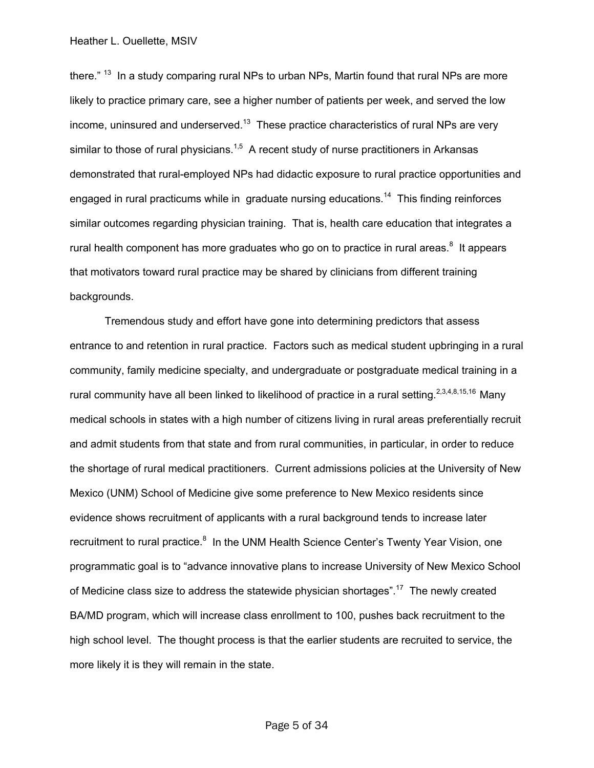there." [13] In a study comparing rural NPs to urban NPs, Martin found that rural NPs are more likely to practice primary care, see a higher number of patients per week, and served the low income, uninsured and underserved.[13] These practice characteristics of rural NPs are very similar to those of rural physicians.[1,5] A recent study of nurse practitioners in Arkansas demonstrated that rural-employed NPs had didactic exposure to rural practice opportunities and engaged in rural practicums while in graduate nursing educations.[14] This finding reinforces similar outcomes regarding physician training. That is, health care education that integrates a rural health component has more graduates who go on to practice in rural areas.[8] It appears that motivators toward rural practice may be shared by clinicians from different training backgrounds.

Tremendous study and effort have gone into determining predictors that assess entrance to and retention in rural practice. Factors such as medical student upbringing in a rural community, family medicine specialty, and undergraduate or postgraduate medical training in a rural community have all been linked to likelihood of practice in a rural setting.[2,3,4,8,15,16] Many medical schools in states with a high number of citizens living in rural areas preferentially recruit and admit students from that state and from rural communities, in particular, in order to reduce the shortage of rural medical practitioners. Current admissions policies at the University of New Mexico (UNM) School of Medicine give some preference to New Mexico residents since evidence shows recruitment of applicants with a rural background tends to increase later recruitment to rural practice.[8] In the UNM Health Science Center's Twenty Year Vision, one programmatic goal is to "advance innovative plans to increase University of New Mexico School of Medicine class size to address the statewide physician shortages".[17] The newly created BA/MD program, which will increase class enrollment to 100, pushes back recruitment to the high school level. The thought process is that the earlier students are recruited to service, the more likely it is they will remain in the state.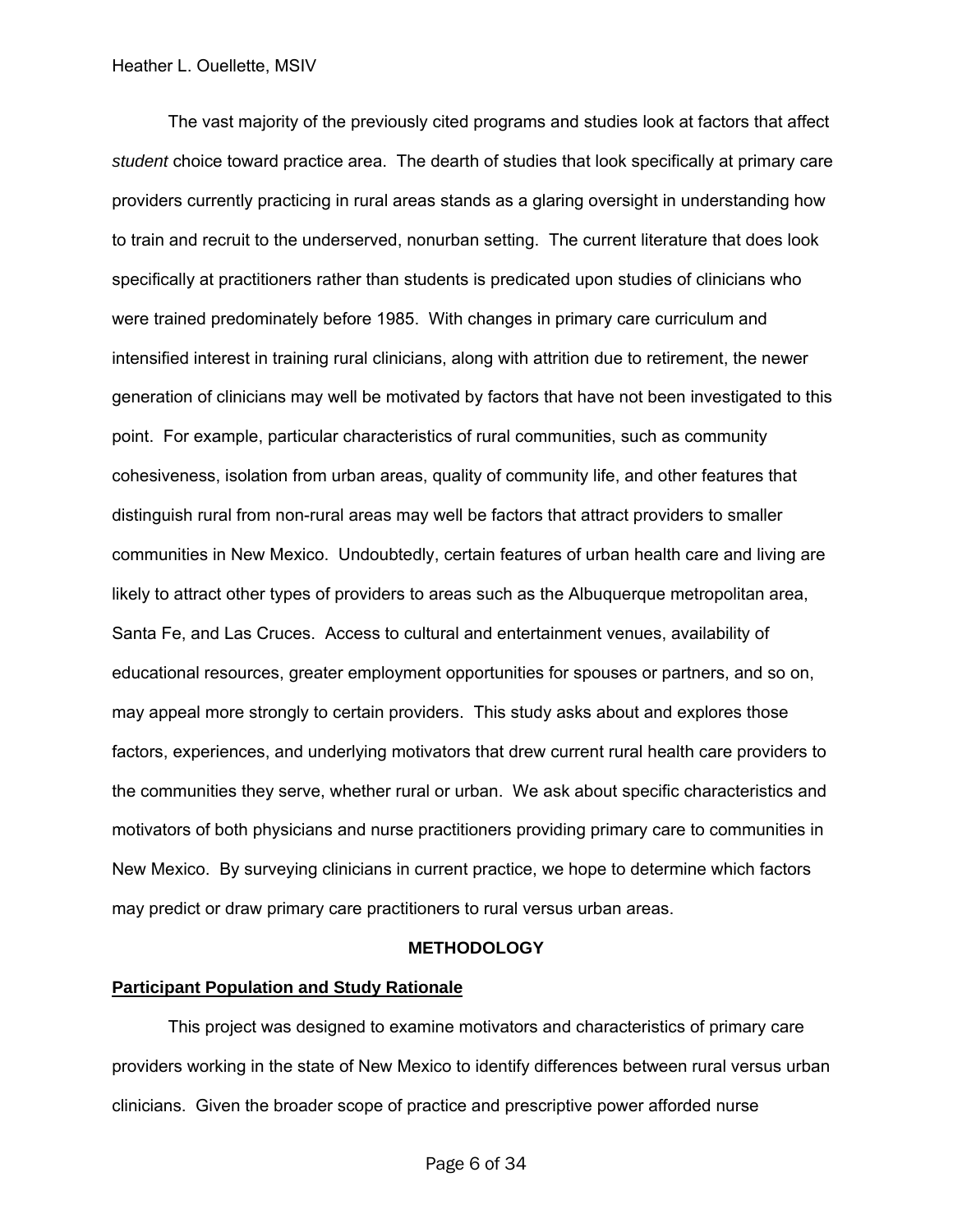The vast majority of the previously cited programs and studies look at factors that affect *student* choice toward practice area. The dearth of studies that look specifically at primary care providers currently practicing in rural areas stands as a glaring oversight in understanding how to train and recruit to the underserved, nonurban setting. The current literature that does look specifically at practitioners rather than students is predicated upon studies of clinicians who were trained predominately before 1985. With changes in primary care curriculum and intensified interest in training rural clinicians, along with attrition due to retirement, the newer generation of clinicians may well be motivated by factors that have not been investigated to this point. For example, particular characteristics of rural communities, such as community cohesiveness, isolation from urban areas, quality of community life, and other features that distinguish rural from non-rural areas may well be factors that attract providers to smaller communities in New Mexico. Undoubtedly, certain features of urban health care and living are likely to attract other types of providers to areas such as the Albuquerque metropolitan area, Santa Fe, and Las Cruces. Access to cultural and entertainment venues, availability of educational resources, greater employment opportunities for spouses or partners, and so on, may appeal more strongly to certain providers. This study asks about and explores those factors, experiences, and underlying motivators that drew current rural health care providers to the communities they serve, whether rural or urban. We ask about specific characteristics and motivators of both physicians and nurse practitioners providing primary care to communities in New Mexico. By surveying clinicians in current practice, we hope to determine which factors may predict or draw primary care practitioners to rural versus urban areas.

## METHODOLOGY

### Participant Population and Study Rationale

This project was designed to examine motivators and characteristics of primary care providers working in the state of New Mexico to identify differences between rural versus urban clinicians. Given the broader scope of practice and prescriptive power afforded nurse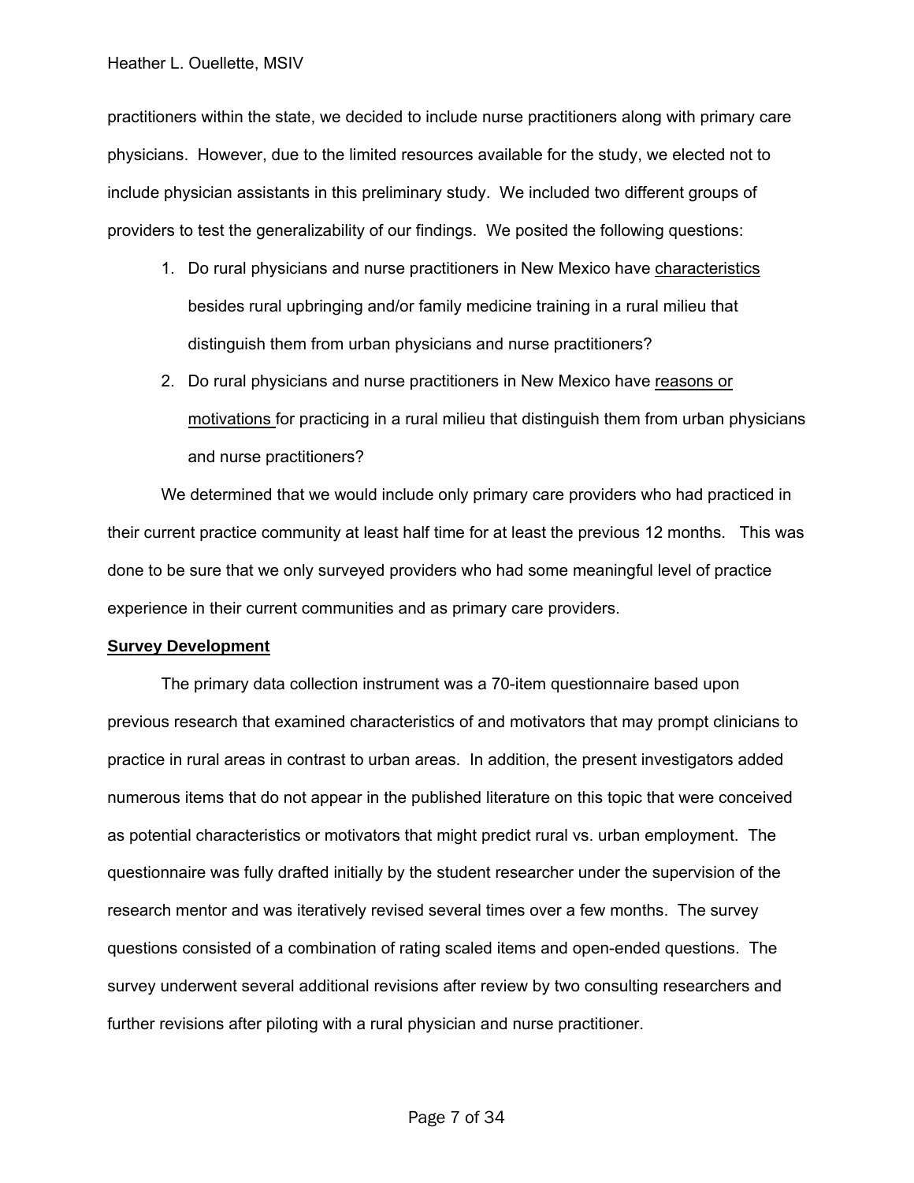practitioners within the state, we decided to include nurse practitioners along with primary care physicians. However, due to the limited resources available for the study, we elected not to include physician assistants in this preliminary study. We included two different groups of providers to test the generalizability of our findings. We posited the following questions:

1. Do rural physicians and nurse practitioners in New Mexico have <u>characteristics</u> besides rural upbringing and/or family medicine training in a rural milieu that distinguish them from urban physicians and nurse practitioners?
2. Do rural physicians and nurse practitioners in New Mexico have <u>reasons or motivations</u> for practicing in a rural milieu that distinguish them from urban physicians and nurse practitioners?

We determined that we would include only primary care providers who had practiced in their current practice community at least half time for at least the previous 12 months. This was done to be sure that we only surveyed providers who had some meaningful level of practice experience in their current communities and as primary care providers.

**Survey Development**

The primary data collection instrument was a 70-item questionnaire based upon previous research that examined characteristics of and motivators that may prompt clinicians to practice in rural areas in contrast to urban areas. In addition, the present investigators added numerous items that do not appear in the published literature on this topic that were conceived as potential characteristics or motivators that might predict rural vs. urban employment. The questionnaire was fully drafted initially by the student researcher under the supervision of the research mentor and was iteratively revised several times over a few months. The survey questions consisted of a combination of rating scaled items and open-ended questions. The survey underwent several additional revisions after review by two consulting researchers and further revisions after piloting with a rural physician and nurse practitioner.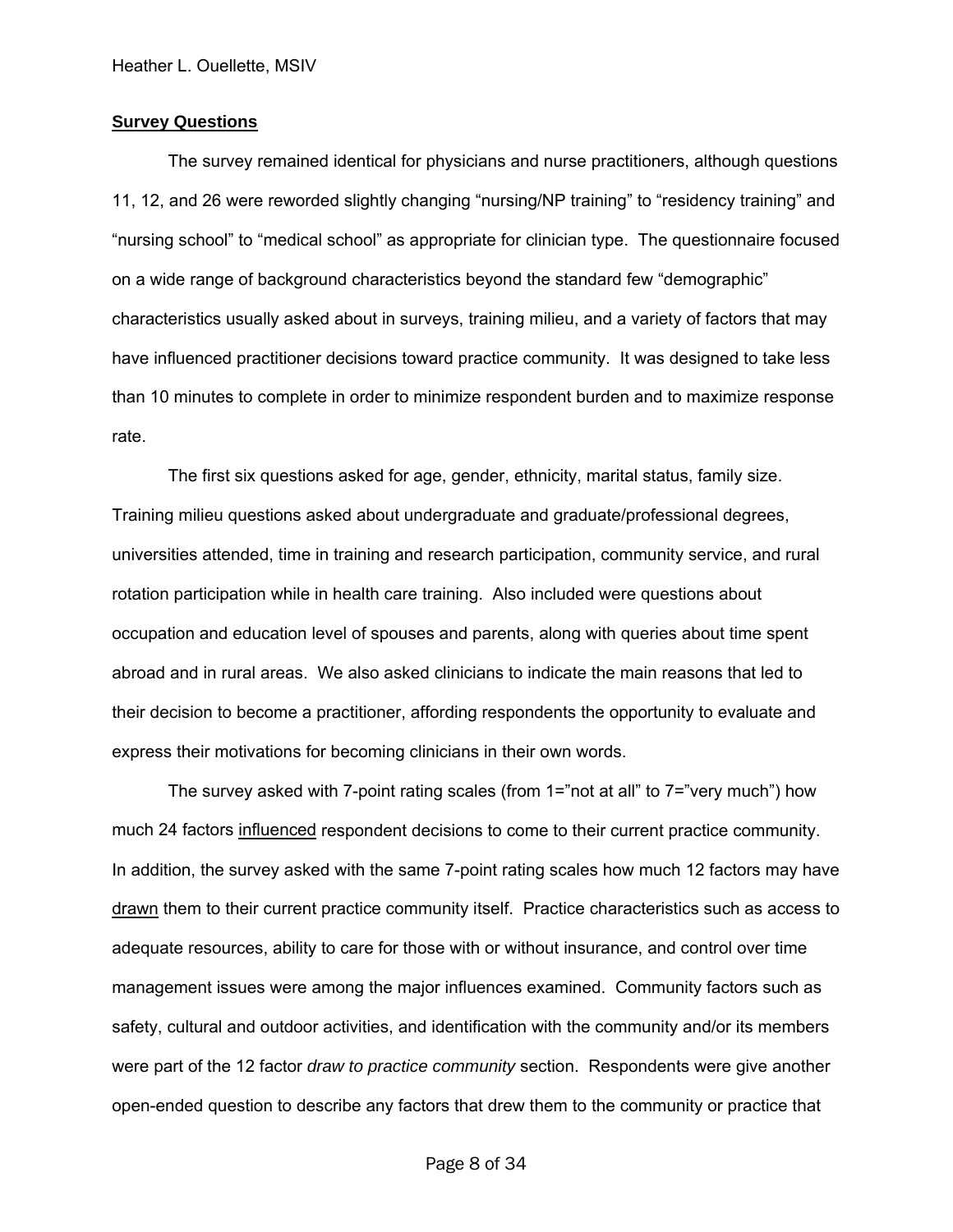## Survey Questions

The survey remained identical for physicians and nurse practitioners, although questions 11, 12, and 26 were reworded slightly changing "nursing/NP training" to "residency training" and "nursing school" to "medical school" as appropriate for clinician type. The questionnaire focused on a wide range of background characteristics beyond the standard few "demographic" characteristics usually asked about in surveys, training milieu, and a variety of factors that may have influenced practitioner decisions toward practice community. It was designed to take less than 10 minutes to complete in order to minimize respondent burden and to maximize response rate.

The first six questions asked for age, gender, ethnicity, marital status, family size. Training milieu questions asked about undergraduate and graduate/professional degrees, universities attended, time in training and research participation, community service, and rural rotation participation while in health care training. Also included were questions about occupation and education level of spouses and parents, along with queries about time spent abroad and in rural areas. We also asked clinicians to indicate the main reasons that led to their decision to become a practitioner, affording respondents the opportunity to evaluate and express their motivations for becoming clinicians in their own words.

The survey asked with 7-point rating scales (from 1="not at all" to 7="very much") how much 24 factors <u>influenced</u> respondent decisions to come to their current practice community. In addition, the survey asked with the same 7-point rating scales how much 12 factors may have <u>drawn</u> them to their current practice community itself. Practice characteristics such as access to adequate resources, ability to care for those with or without insurance, and control over time management issues were among the major influences examined. Community factors such as safety, cultural and outdoor activities, and identification with the community and/or its members were part of the 12 factor *draw to practice community* section. Respondents were give another open-ended question to describe any factors that drew them to the community or practice that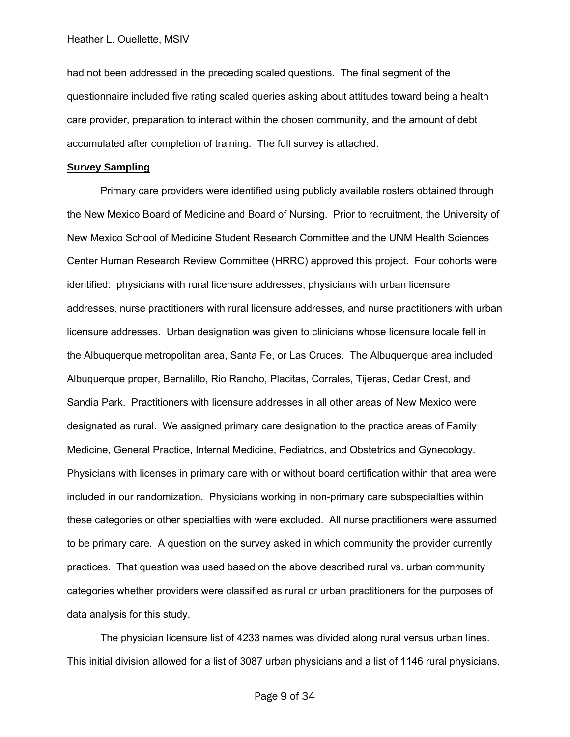had not been addressed in the preceding scaled questions. The final segment of the questionnaire included five rating scaled queries asking about attitudes toward being a health care provider, preparation to interact within the chosen community, and the amount of debt accumulated after completion of training. The full survey is attached.

**Survey Sampling**

Primary care providers were identified using publicly available rosters obtained through the New Mexico Board of Medicine and Board of Nursing. Prior to recruitment, the University of New Mexico School of Medicine Student Research Committee and the UNM Health Sciences Center Human Research Review Committee (HRRC) approved this project. Four cohorts were identified: physicians with rural licensure addresses, physicians with urban licensure addresses, nurse practitioners with rural licensure addresses, and nurse practitioners with urban licensure addresses. Urban designation was given to clinicians whose licensure locale fell in the Albuquerque metropolitan area, Santa Fe, or Las Cruces. The Albuquerque area included Albuquerque proper, Bernalillo, Rio Rancho, Placitas, Corrales, Tijeras, Cedar Crest, and Sandia Park. Practitioners with licensure addresses in all other areas of New Mexico were designated as rural. We assigned primary care designation to the practice areas of Family Medicine, General Practice, Internal Medicine, Pediatrics, and Obstetrics and Gynecology. Physicians with licenses in primary care with or without board certification within that area were included in our randomization. Physicians working in non-primary care subspecialties within these categories or other specialties with were excluded. All nurse practitioners were assumed to be primary care. A question on the survey asked in which community the provider currently practices. That question was used based on the above described rural vs. urban community categories whether providers were classified as rural or urban practitioners for the purposes of data analysis for this study.

The physician licensure list of 4233 names was divided along rural versus urban lines. This initial division allowed for a list of 3087 urban physicians and a list of 1146 rural physicians.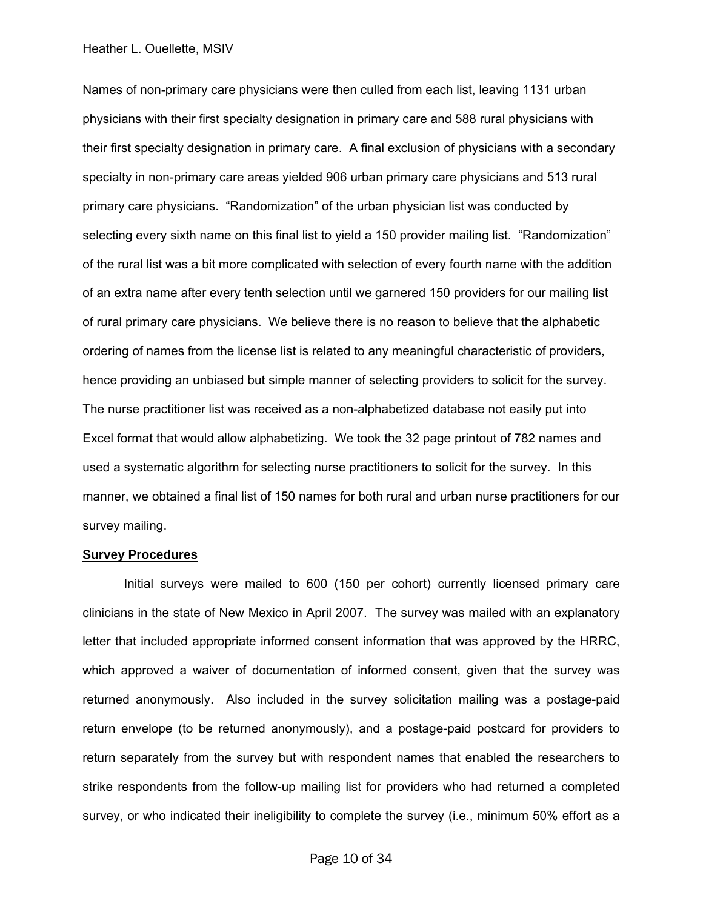Names of non-primary care physicians were then culled from each list, leaving 1131 urban physicians with their first specialty designation in primary care and 588 rural physicians with their first specialty designation in primary care. A final exclusion of physicians with a secondary specialty in non-primary care areas yielded 906 urban primary care physicians and 513 rural primary care physicians. "Randomization" of the urban physician list was conducted by selecting every sixth name on this final list to yield a 150 provider mailing list. "Randomization" of the rural list was a bit more complicated with selection of every fourth name with the addition of an extra name after every tenth selection until we garnered 150 providers for our mailing list of rural primary care physicians. We believe there is no reason to believe that the alphabetic ordering of names from the license list is related to any meaningful characteristic of providers, hence providing an unbiased but simple manner of selecting providers to solicit for the survey. The nurse practitioner list was received as a non-alphabetized database not easily put into Excel format that would allow alphabetizing. We took the 32 page printout of 782 names and used a systematic algorithm for selecting nurse practitioners to solicit for the survey. In this manner, we obtained a final list of 150 names for both rural and urban nurse practitioners for our survey mailing.

## Survey Procedures

Initial surveys were mailed to 600 (150 per cohort) currently licensed primary care clinicians in the state of New Mexico in April 2007. The survey was mailed with an explanatory letter that included appropriate informed consent information that was approved by the HRRC, which approved a waiver of documentation of informed consent, given that the survey was returned anonymously. Also included in the survey solicitation mailing was a postage-paid return envelope (to be returned anonymously), and a postage-paid postcard for providers to return separately from the survey but with respondent names that enabled the researchers to strike respondents from the follow-up mailing list for providers who had returned a completed survey, or who indicated their ineligibility to complete the survey (i.e., minimum 50% effort as a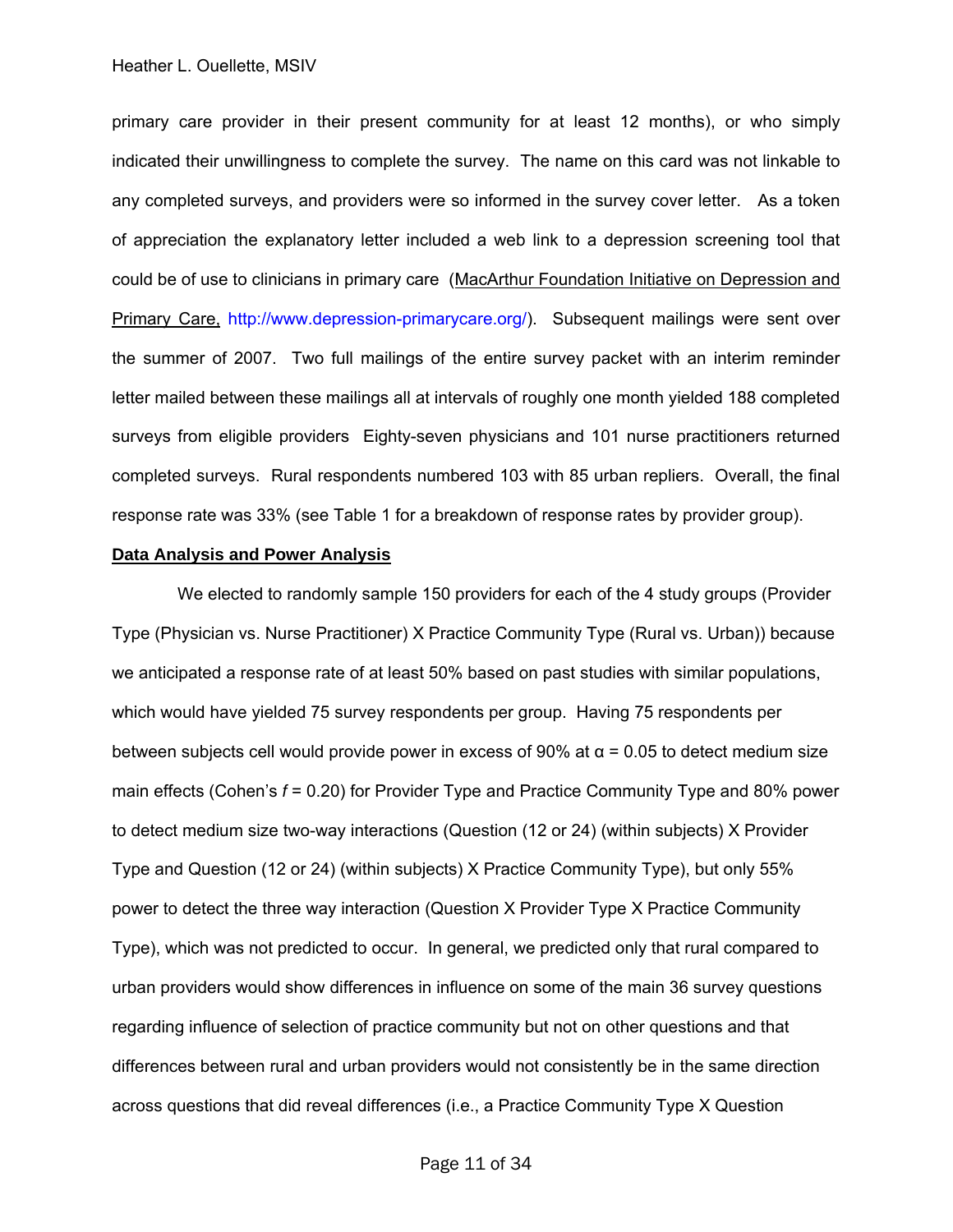primary care provider in their present community for at least 12 months), or who simply indicated their unwillingness to complete the survey. The name on this card was not linkable to any completed surveys, and providers were so informed in the survey cover letter. As a token of appreciation the explanatory letter included a web link to a depression screening tool that could be of use to clinicians in primary care (MacArthur Foundation Initiative on Depression and Primary Care, http://www.depression-primarycare.org/). Subsequent mailings were sent over the summer of 2007. Two full mailings of the entire survey packet with an interim reminder letter mailed between these mailings all at intervals of roughly one month yielded 188 completed surveys from eligible providers Eighty-seven physicians and 101 nurse practitioners returned completed surveys. Rural respondents numbered 103 with 85 urban repliers. Overall, the final response rate was 33% (see Table 1 for a breakdown of response rates by provider group).

**Data Analysis and Power Analysis**

We elected to randomly sample 150 providers for each of the 4 study groups (Provider Type (Physician vs. Nurse Practitioner) X Practice Community Type (Rural vs. Urban)) because we anticipated a response rate of at least 50% based on past studies with similar populations, which would have yielded 75 survey respondents per group. Having 75 respondents per between subjects cell would provide power in excess of 90% at $\alpha = 0.05$ to detect medium size main effects (Cohen's $f = 0.20$) for Provider Type and Practice Community Type and 80% power to detect medium size two-way interactions (Question (12 or 24) (within subjects) X Provider Type and Question (12 or 24) (within subjects) X Practice Community Type), but only 55% power to detect the three way interaction (Question X Provider Type X Practice Community Type), which was not predicted to occur. In general, we predicted only that rural compared to urban providers would show differences in influence on some of the main 36 survey questions regarding influence of selection of practice community but not on other questions and that differences between rural and urban providers would not consistently be in the same direction across questions that did reveal differences (i.e., a Practice Community Type X Question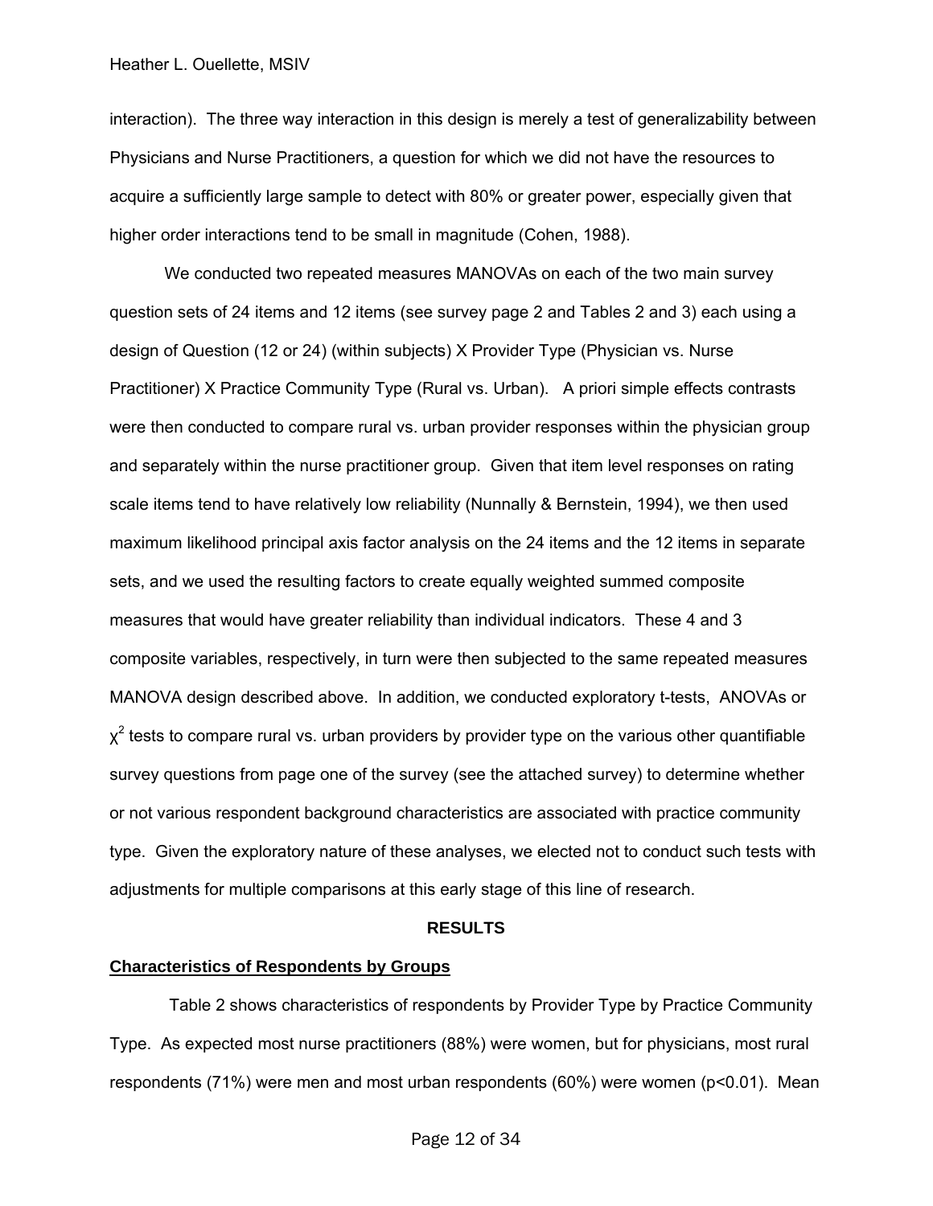interaction). The three way interaction in this design is merely a test of generalizability between Physicians and Nurse Practitioners, a question for which we did not have the resources to acquire a sufficiently large sample to detect with 80% or greater power, especially given that higher order interactions tend to be small in magnitude (Cohen, 1988).

We conducted two repeated measures MANOVAs on each of the two main survey question sets of 24 items and 12 items (see survey page 2 and Tables 2 and 3) each using a design of Question (12 or 24) (within subjects) X Provider Type (Physician vs. Nurse Practitioner) X Practice Community Type (Rural vs. Urban). A priori simple effects contrasts were then conducted to compare rural vs. urban provider responses within the physician group and separately within the nurse practitioner group. Given that item level responses on rating scale items tend to have relatively low reliability (Nunnally & Bernstein, 1994), we then used maximum likelihood principal axis factor analysis on the 24 items and the 12 items in separate sets, and we used the resulting factors to create equally weighted summed composite measures that would have greater reliability than individual indicators. These 4 and 3 composite variables, respectively, in turn were then subjected to the same repeated measures MANOVA design described above. In addition, we conducted exploratory t-tests, ANOVAs or $\chi^2$ tests to compare rural vs. urban providers by provider type on the various other quantifiable survey questions from page one of the survey (see the attached survey) to determine whether or not various respondent background characteristics are associated with practice community type. Given the exploratory nature of these analyses, we elected not to conduct such tests with adjustments for multiple comparisons at this early stage of this line of research.

## RESULTS

### Characteristics of Respondents by Groups

Table 2 shows characteristics of respondents by Provider Type by Practice Community Type. As expected most nurse practitioners (88%) were women, but for physicians, most rural respondents (71%) were men and most urban respondents (60%) were women ($p<0.01$). Mean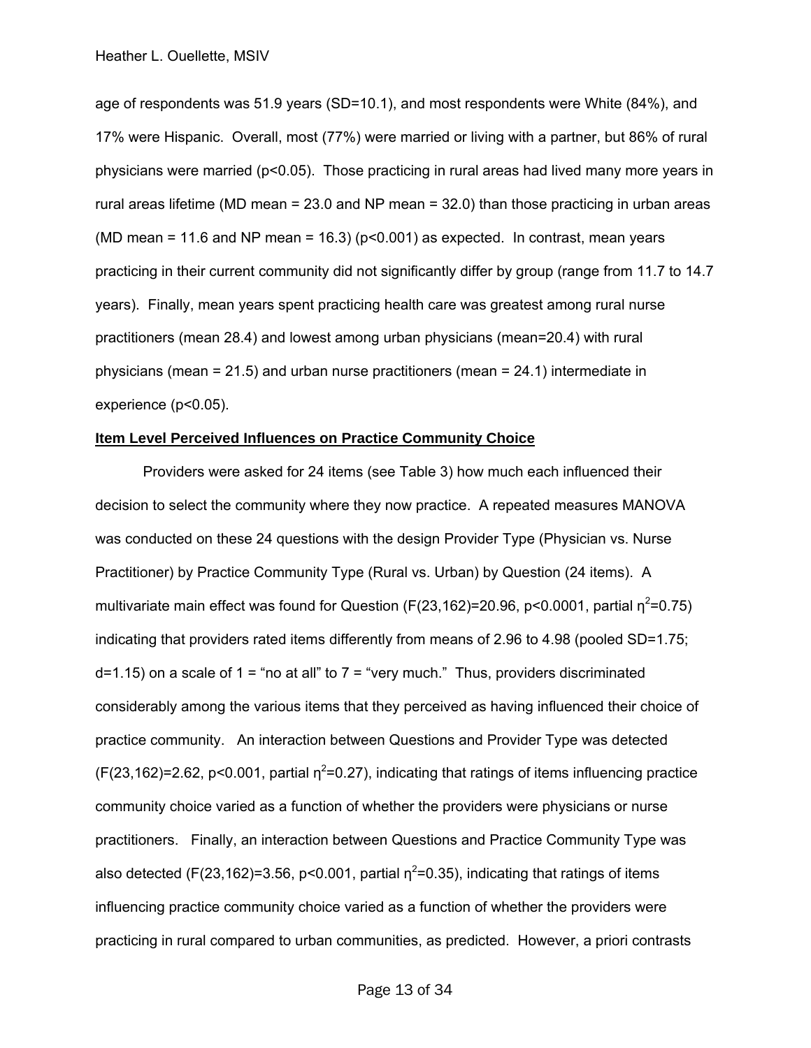age of respondents was 51.9 years (SD=10.1), and most respondents were White (84%), and 17% were Hispanic. Overall, most (77%) were married or living with a partner, but 86% of rural physicians were married ($p<0.05$). Those practicing in rural areas had lived many more years in rural areas lifetime (MD mean = 23.0 and NP mean = 32.0) than those practicing in urban areas (MD mean = 11.6 and NP mean = 16.3) ($p<0.001$) as expected. In contrast, mean years practicing in their current community did not significantly differ by group (range from 11.7 to 14.7 years). Finally, mean years spent practicing health care was greatest among rural nurse practitioners (mean 28.4) and lowest among urban physicians (mean=20.4) with rural physicians (mean = 21.5) and urban nurse practitioners (mean = 24.1) intermediate in experience ($p<0.05$).

**Item Level Perceived Influences on Practice Community Choice**

Providers were asked for 24 items (see Table 3) how much each influenced their decision to select the community where they now practice. A repeated measures MANOVA was conducted on these 24 questions with the design Provider Type (Physician vs. Nurse Practitioner) by Practice Community Type (Rural vs. Urban) by Question (24 items). A multivariate main effect was found for Question ($F(23,162)=20.96$, $p<0.0001$, partial $\eta^2=0.75$) indicating that providers rated items differently from means of 2.96 to 4.98 (pooled SD=1.75; d=1.15) on a scale of 1 = "no at all" to 7 = "very much." Thus, providers discriminated considerably among the various items that they perceived as having influenced their choice of practice community. An interaction between Questions and Provider Type was detected ($F(23,162)=2.62$, $p<0.001$, partial $\eta^2=0.27$), indicating that ratings of items influencing practice community choice varied as a function of whether the providers were physicians or nurse practitioners. Finally, an interaction between Questions and Practice Community Type was also detected ($F(23,162)=3.56$, $p<0.001$, partial $\eta^2=0.35$), indicating that ratings of items influencing practice community choice varied as a function of whether the providers were practicing in rural compared to urban communities, as predicted. However, a priori contrasts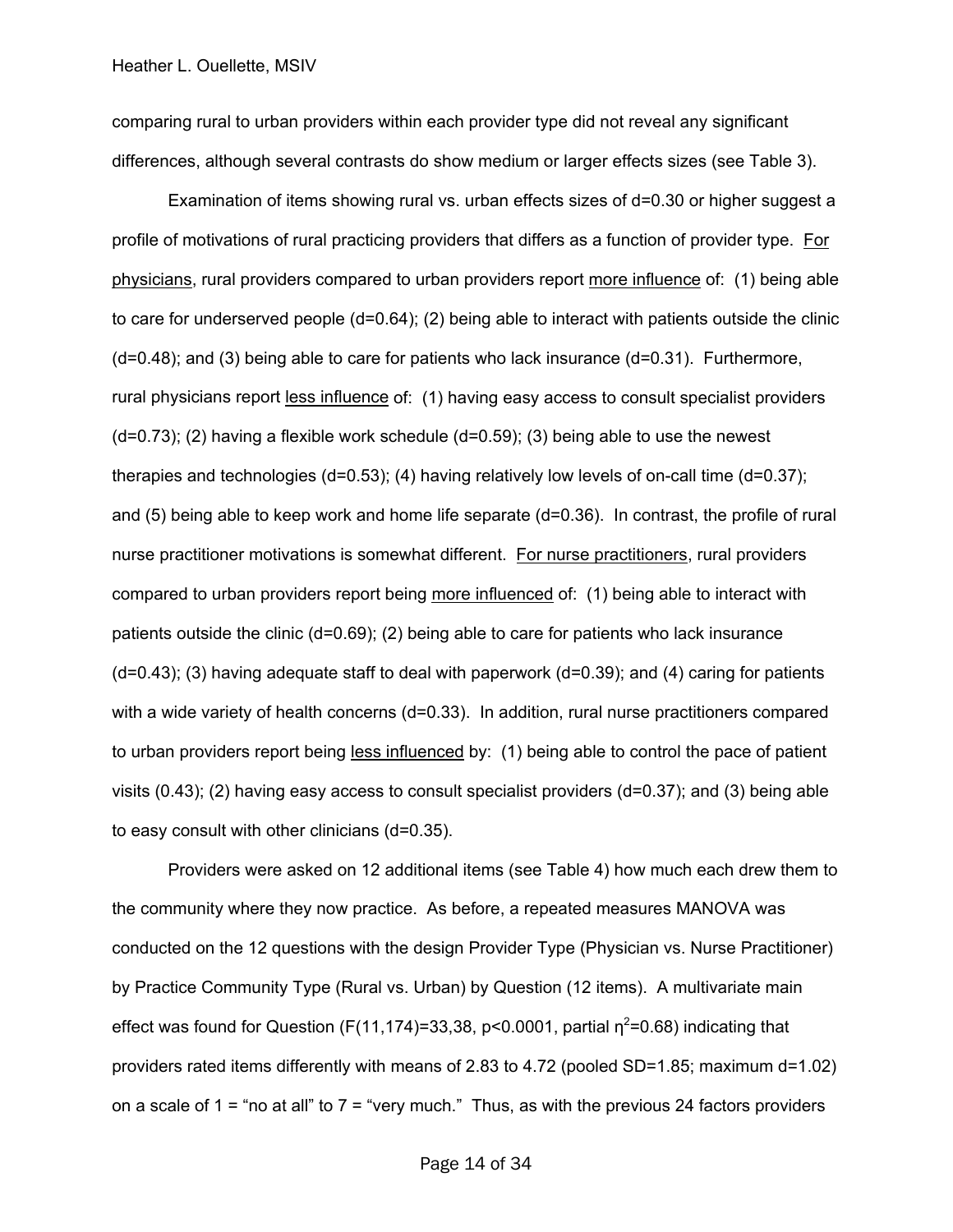comparing rural to urban providers within each provider type did not reveal any significant differences, although several contrasts do show medium or larger effects sizes (see Table 3).

Examination of items showing rural vs. urban effects sizes of d=0.30 or higher suggest a profile of motivations of rural practicing providers that differs as a function of provider type. For physicians, rural providers compared to urban providers report more influence of: (1) being able to care for underserved people (d=0.64); (2) being able to interact with patients outside the clinic (d=0.48); and (3) being able to care for patients who lack insurance (d=0.31). Furthermore, rural physicians report less influence of: (1) having easy access to consult specialist providers (d=0.73); (2) having a flexible work schedule (d=0.59); (3) being able to use the newest therapies and technologies (d=0.53); (4) having relatively low levels of on-call time (d=0.37); and (5) being able to keep work and home life separate (d=0.36). In contrast, the profile of rural nurse practitioner motivations is somewhat different. For nurse practitioners, rural providers compared to urban providers report being more influenced of: (1) being able to interact with patients outside the clinic (d=0.69); (2) being able to care for patients who lack insurance (d=0.43); (3) having adequate staff to deal with paperwork (d=0.39); and (4) caring for patients with a wide variety of health concerns (d=0.33). In addition, rural nurse practitioners compared to urban providers report being less influenced by: (1) being able to control the pace of patient visits (0.43); (2) having easy access to consult specialist providers (d=0.37); and (3) being able to easy consult with other clinicians (d=0.35).

Providers were asked on 12 additional items (see Table 4) how much each drew them to the community where they now practice. As before, a repeated measures MANOVA was conducted on the 12 questions with the design Provider Type (Physician vs. Nurse Practitioner) by Practice Community Type (Rural vs. Urban) by Question (12 items). A multivariate main effect was found for Question ($F(11,174)=33{,}38$, $p<0.0001$, partial $\eta^2=0.68$) indicating that providers rated items differently with means of 2.83 to 4.72 (pooled SD=1.85; maximum d=1.02) on a scale of 1 = "no at all" to 7 = "very much." Thus, as with the previous 24 factors providers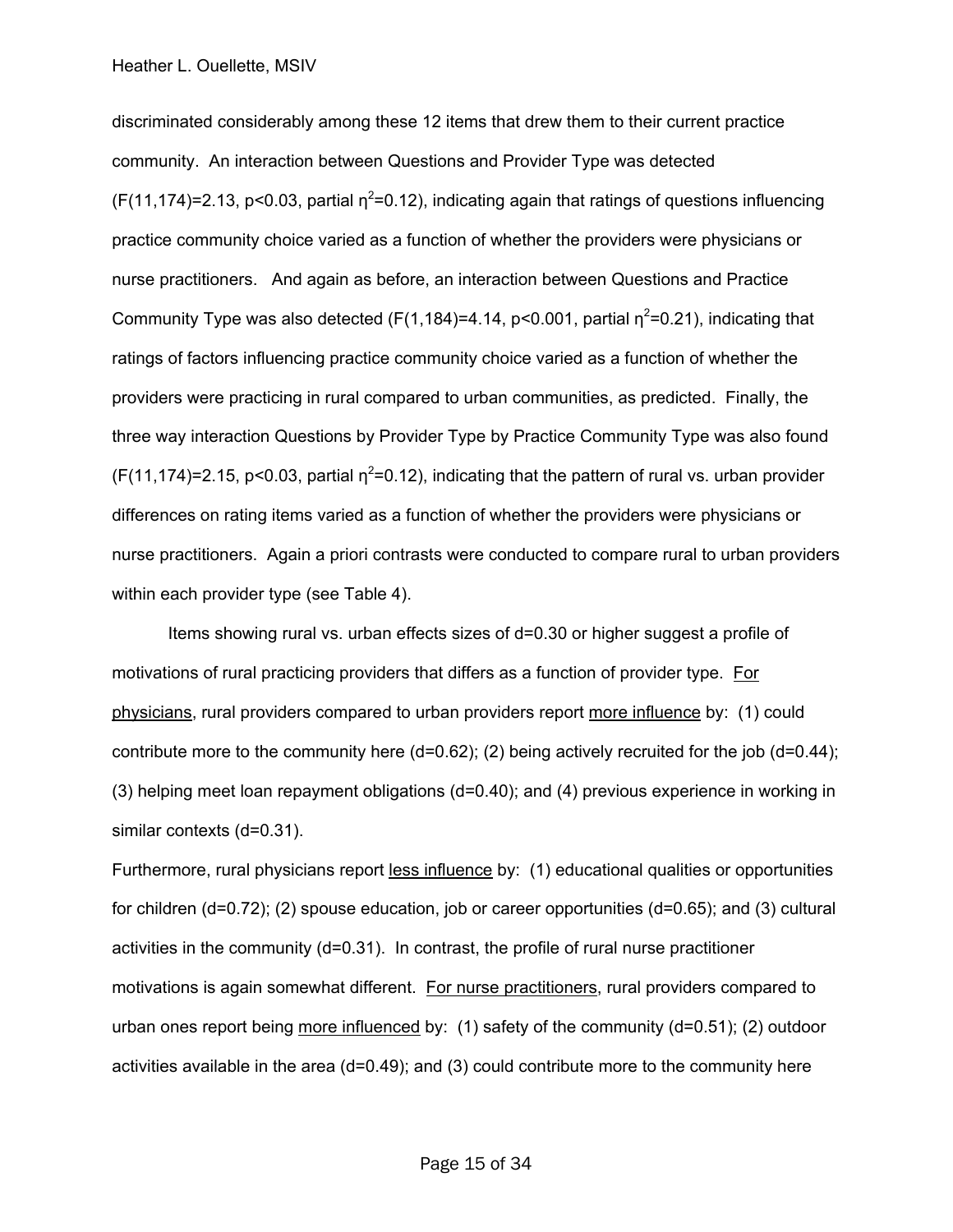discriminated considerably among these 12 items that drew them to their current practice community. An interaction between Questions and Provider Type was detected ($F(11,174)=2.13$, $p<0.03$, partial $\eta^2=0.12$), indicating again that ratings of questions influencing practice community choice varied as a function of whether the providers were physicians or nurse practitioners. And again as before, an interaction between Questions and Practice Community Type was also detected ($F(1,184)=4.14$, $p<0.001$, partial $\eta^2=0.21$), indicating that ratings of factors influencing practice community choice varied as a function of whether the providers were practicing in rural compared to urban communities, as predicted. Finally, the three way interaction Questions by Provider Type by Practice Community Type was also found ($F(11,174)=2.15$, $p<0.03$, partial $\eta^2=0.12$), indicating that the pattern of rural vs. urban provider differences on rating items varied as a function of whether the providers were physicians or nurse practitioners. Again a priori contrasts were conducted to compare rural to urban providers within each provider type (see Table 4).

Items showing rural vs. urban effects sizes of $d=0.30$ or higher suggest a profile of motivations of rural practicing providers that differs as a function of provider type. For physicians, rural providers compared to urban providers report more influence by: (1) could contribute more to the community here ($d=0.62$); (2) being actively recruited for the job ($d=0.44$); (3) helping meet loan repayment obligations ($d=0.40$); and (4) previous experience in working in similar contexts ($d=0.31$).

Furthermore, rural physicians report less influence by: (1) educational qualities or opportunities for children ($d=0.72$); (2) spouse education, job or career opportunities ($d=0.65$); and (3) cultural activities in the community ($d=0.31$). In contrast, the profile of rural nurse practitioner motivations is again somewhat different. For nurse practitioners, rural providers compared to urban ones report being more influenced by: (1) safety of the community ($d=0.51$); (2) outdoor activities available in the area ($d=0.49$); and (3) could contribute more to the community here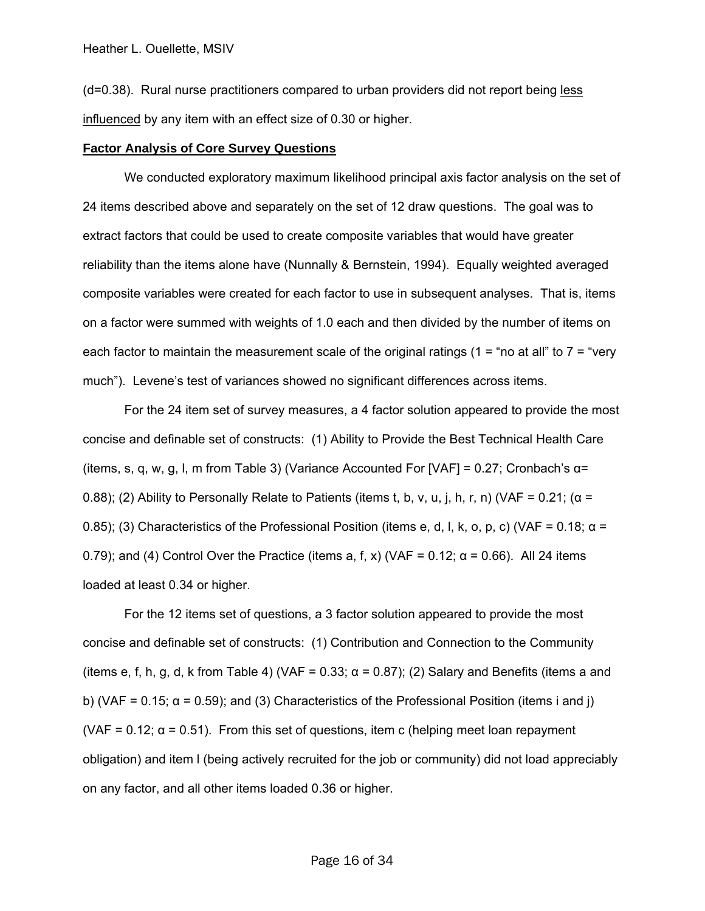(d=0.38). Rural nurse practitioners compared to urban providers did not report being <u>less influenced</u> by any item with an effect size of 0.30 or higher.

## Factor Analysis of Core Survey Questions

We conducted exploratory maximum likelihood principal axis factor analysis on the set of 24 items described above and separately on the set of 12 draw questions. The goal was to extract factors that could be used to create composite variables that would have greater reliability than the items alone have (Nunnally & Bernstein, 1994). Equally weighted averaged composite variables were created for each factor to use in subsequent analyses. That is, items on a factor were summed with weights of 1.0 each and then divided by the number of items on each factor to maintain the measurement scale of the original ratings (1 = “no at all” to 7 = “very much”). Levene’s test of variances showed no significant differences across items.

For the 24 item set of survey measures, a 4 factor solution appeared to provide the most concise and definable set of constructs: (1) Ability to Provide the Best Technical Health Care (items, s, q, w, g, l, m from Table 3) (Variance Accounted For [VAF] = 0.27; Cronbach’s α= 0.88); (2) Ability to Personally Relate to Patients (items t, b, v, u, j, h, r, n) (VAF = 0.21; (α = 0.85); (3) Characteristics of the Professional Position (items e, d, I, k, o, p, c) (VAF = 0.18; α = 0.79); and (4) Control Over the Practice (items a, f, x) (VAF = 0.12; α = 0.66). All 24 items loaded at least 0.34 or higher.

For the 12 items set of questions, a 3 factor solution appeared to provide the most concise and definable set of constructs: (1) Contribution and Connection to the Community (items e, f, h, g, d, k from Table 4) (VAF = 0.33; α = 0.87); (2) Salary and Benefits (items a and b) (VAF = 0.15; α = 0.59); and (3) Characteristics of the Professional Position (items i and j) (VAF = 0.12; α = 0.51). From this set of questions, item c (helping meet loan repayment obligation) and item l (being actively recruited for the job or community) did not load appreciably on any factor, and all other items loaded 0.36 or higher.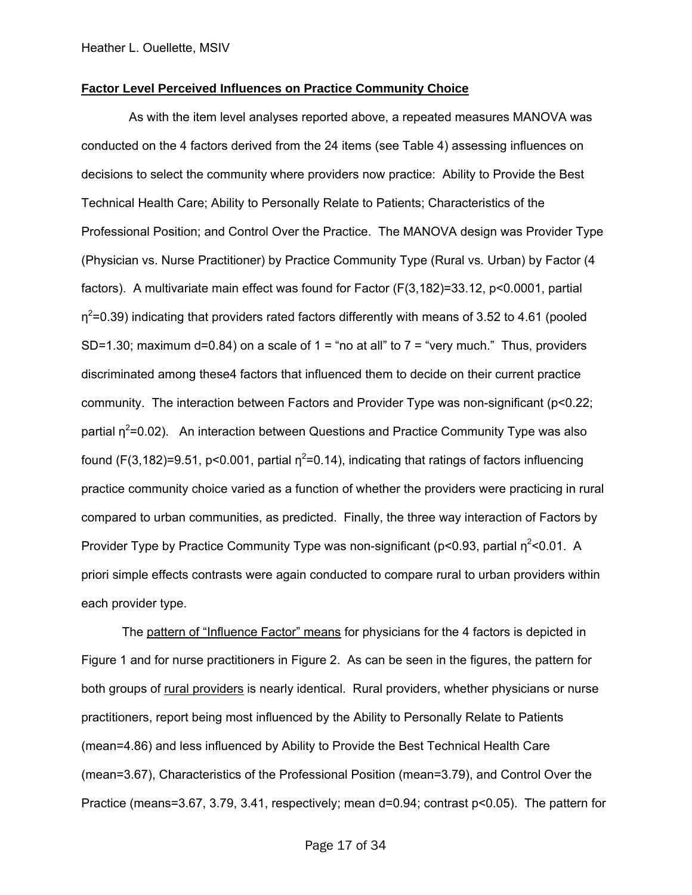**Factor Level Perceived Influences on Practice Community Choice**

As with the item level analyses reported above, a repeated measures MANOVA was conducted on the 4 factors derived from the 24 items (see Table 4) assessing influences on decisions to select the community where providers now practice: Ability to Provide the Best Technical Health Care; Ability to Personally Relate to Patients; Characteristics of the Professional Position; and Control Over the Practice. The MANOVA design was Provider Type (Physician vs. Nurse Practitioner) by Practice Community Type (Rural vs. Urban) by Factor (4 factors). A multivariate main effect was found for Factor ($F(3,182)=33.12$, $p<0.0001$, partial $\eta^2=0.39$) indicating that providers rated factors differently with means of 3.52 to 4.61 (pooled SD=1.30; maximum d=0.84) on a scale of 1 = "no at all" to 7 = "very much." Thus, providers discriminated among these4 factors that influenced them to decide on their current practice community. The interaction between Factors and Provider Type was non-significant ($p<0.22$; partial $\eta^2=0.02$). An interaction between Questions and Practice Community Type was also found ($F(3,182)=9.51$, $p<0.001$, partial $\eta^2=0.14$), indicating that ratings of factors influencing practice community choice varied as a function of whether the providers were practicing in rural compared to urban communities, as predicted. Finally, the three way interaction of Factors by Provider Type by Practice Community Type was non-significant ($p<0.93$, partial $\eta^2<0.01$. A priori simple effects contrasts were again conducted to compare rural to urban providers within each provider type.

The pattern of "Influence Factor" means for physicians for the 4 factors is depicted in Figure 1 and for nurse practitioners in Figure 2. As can be seen in the figures, the pattern for both groups of rural providers is nearly identical. Rural providers, whether physicians or nurse practitioners, report being most influenced by the Ability to Personally Relate to Patients (mean=4.86) and less influenced by Ability to Provide the Best Technical Health Care (mean=3.67), Characteristics of the Professional Position (mean=3.79), and Control Over the Practice (means=3.67, 3.79, 3.41, respectively; mean d=0.94; contrast $p<0.05$). The pattern for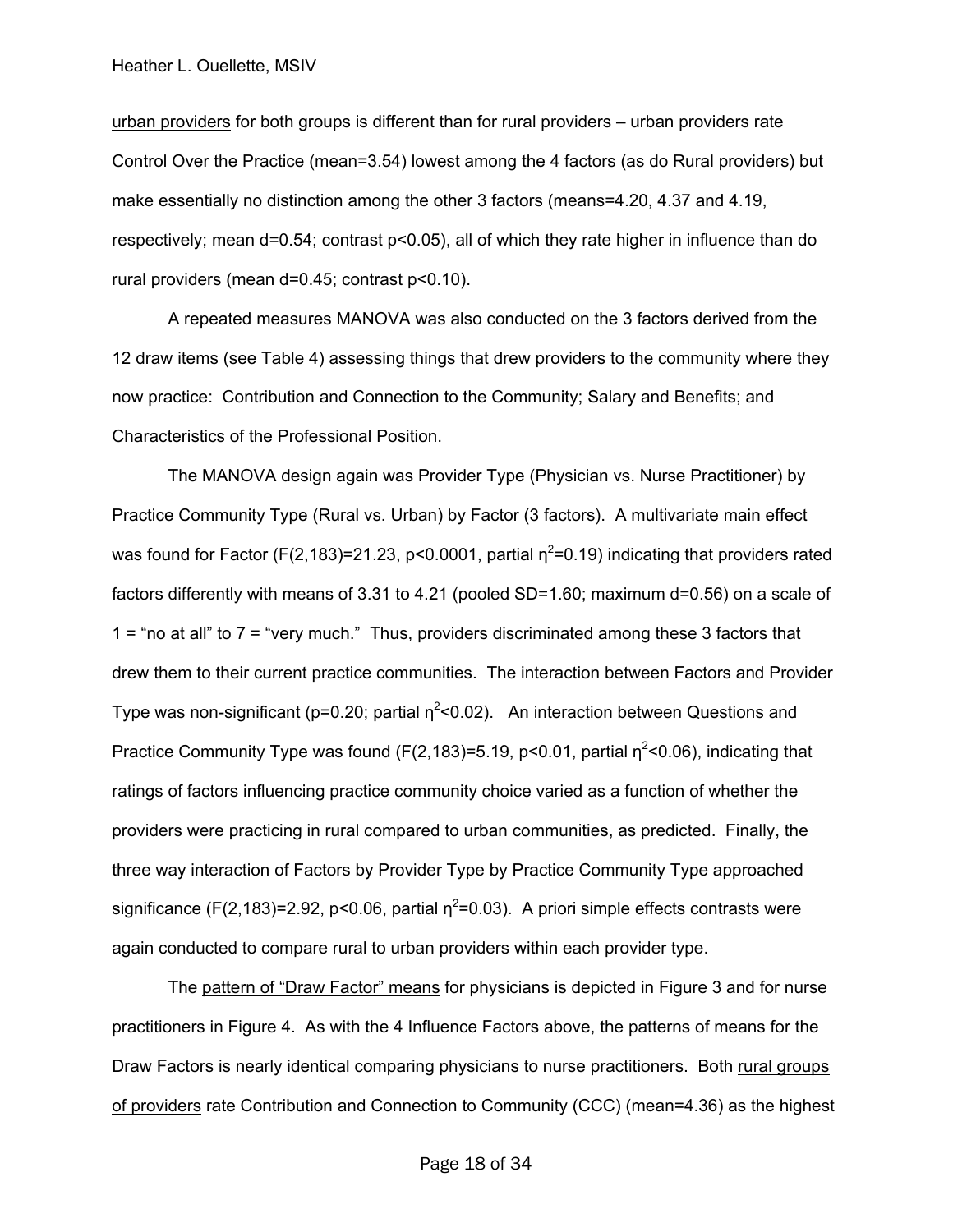<u>urban providers</u> for both groups is different than for rural providers – urban providers rate Control Over the Practice (mean=3.54) lowest among the 4 factors (as do Rural providers) but make essentially no distinction among the other 3 factors (means=4.20, 4.37 and 4.19, respectively; mean d=0.54; contrast $p<0.05$), all of which they rate higher in influence than do rural providers (mean d=0.45; contrast $p<0.10$).

A repeated measures MANOVA was also conducted on the 3 factors derived from the 12 draw items (see Table 4) assessing things that drew providers to the community where they now practice: Contribution and Connection to the Community; Salary and Benefits; and Characteristics of the Professional Position.

The MANOVA design again was Provider Type (Physician vs. Nurse Practitioner) by Practice Community Type (Rural vs. Urban) by Factor (3 factors). A multivariate main effect was found for Factor ($F(2,183)=21.23$, $p<0.0001$, partial $\eta^2=0.19$) indicating that providers rated factors differently with means of 3.31 to 4.21 (pooled SD=1.60; maximum d=0.56) on a scale of 1 = "no at all" to 7 = "very much." Thus, providers discriminated among these 3 factors that drew them to their current practice communities. The interaction between Factors and Provider Type was non-significant ($p=0.20$; partial $\eta^2<0.02$). An interaction between Questions and Practice Community Type was found ($F(2,183)=5.19$, $p<0.01$, partial $\eta^2<0.06$), indicating that ratings of factors influencing practice community choice varied as a function of whether the providers were practicing in rural compared to urban communities, as predicted. Finally, the three way interaction of Factors by Provider Type by Practice Community Type approached significance ($F(2,183)=2.92$, $p<0.06$, partial $\eta^2=0.03$). A priori simple effects contrasts were again conducted to compare rural to urban providers within each provider type.

The <u>pattern of "Draw Factor" means</u> for physicians is depicted in Figure 3 and for nurse practitioners in Figure 4. As with the 4 Influence Factors above, the patterns of means for the Draw Factors is nearly identical comparing physicians to nurse practitioners. Both <u>rural groups of providers</u> rate Contribution and Connection to Community (CCC) (mean=4.36) as the highest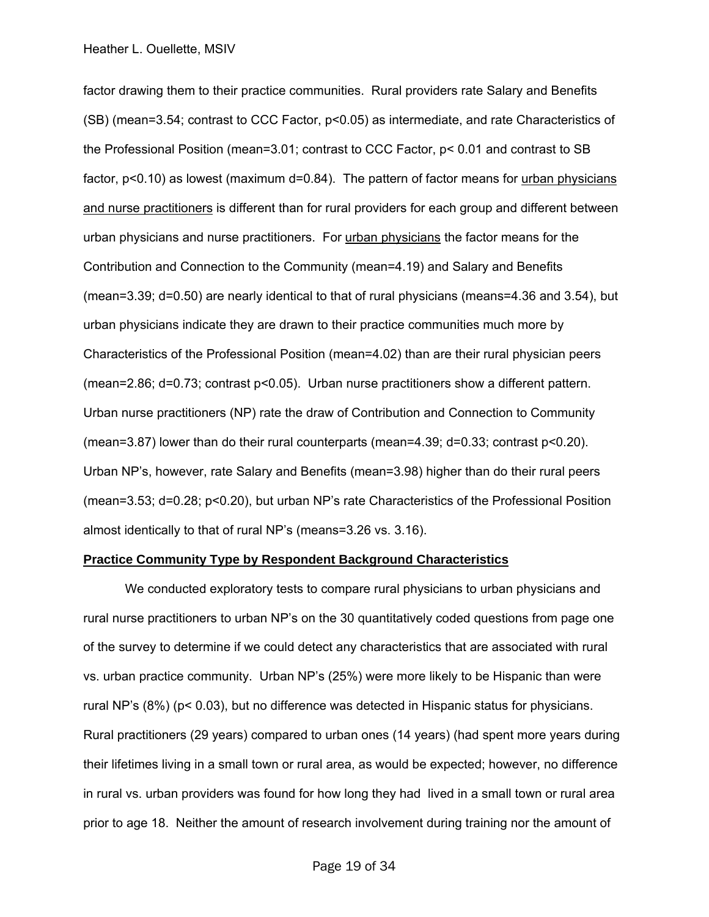factor drawing them to their practice communities. Rural providers rate Salary and Benefits (SB) (mean=3.54; contrast to CCC Factor, $p<0.05$) as intermediate, and rate Characteristics of the Professional Position (mean=3.01; contrast to CCC Factor, $p< 0.01$ and contrast to SB factor, $p<0.10$) as lowest (maximum d=0.84). The pattern of factor means for <u>urban physicians and nurse practitioners</u> is different than for rural providers for each group and different between urban physicians and nurse practitioners. For <u>urban physicians</u> the factor means for the Contribution and Connection to the Community (mean=4.19) and Salary and Benefits (mean=3.39; d=0.50) are nearly identical to that of rural physicians (means=4.36 and 3.54), but urban physicians indicate they are drawn to their practice communities much more by Characteristics of the Professional Position (mean=4.02) than are their rural physician peers (mean=2.86; d=0.73; contrast $p<0.05$). Urban nurse practitioners show a different pattern. Urban nurse practitioners (NP) rate the draw of Contribution and Connection to Community (mean=3.87) lower than do their rural counterparts (mean=4.39; d=0.33; contrast $p<0.20$). Urban NP's, however, rate Salary and Benefits (mean=3.98) higher than do their rural peers (mean=3.53; d=0.28; $p<0.20$), but urban NP's rate Characteristics of the Professional Position almost identically to that of rural NP's (means=3.26 vs. 3.16).

## Practice Community Type by Respondent Background Characteristics

We conducted exploratory tests to compare rural physicians to urban physicians and rural nurse practitioners to urban NP's on the 30 quantitatively coded questions from page one of the survey to determine if we could detect any characteristics that are associated with rural vs. urban practice community. Urban NP's (25%) were more likely to be Hispanic than were rural NP's (8%) ($p< 0.03$), but no difference was detected in Hispanic status for physicians. Rural practitioners (29 years) compared to urban ones (14 years) (had spent more years during their lifetimes living in a small town or rural area, as would be expected; however, no difference in rural vs. urban providers was found for how long they had lived in a small town or rural area prior to age 18. Neither the amount of research involvement during training nor the amount of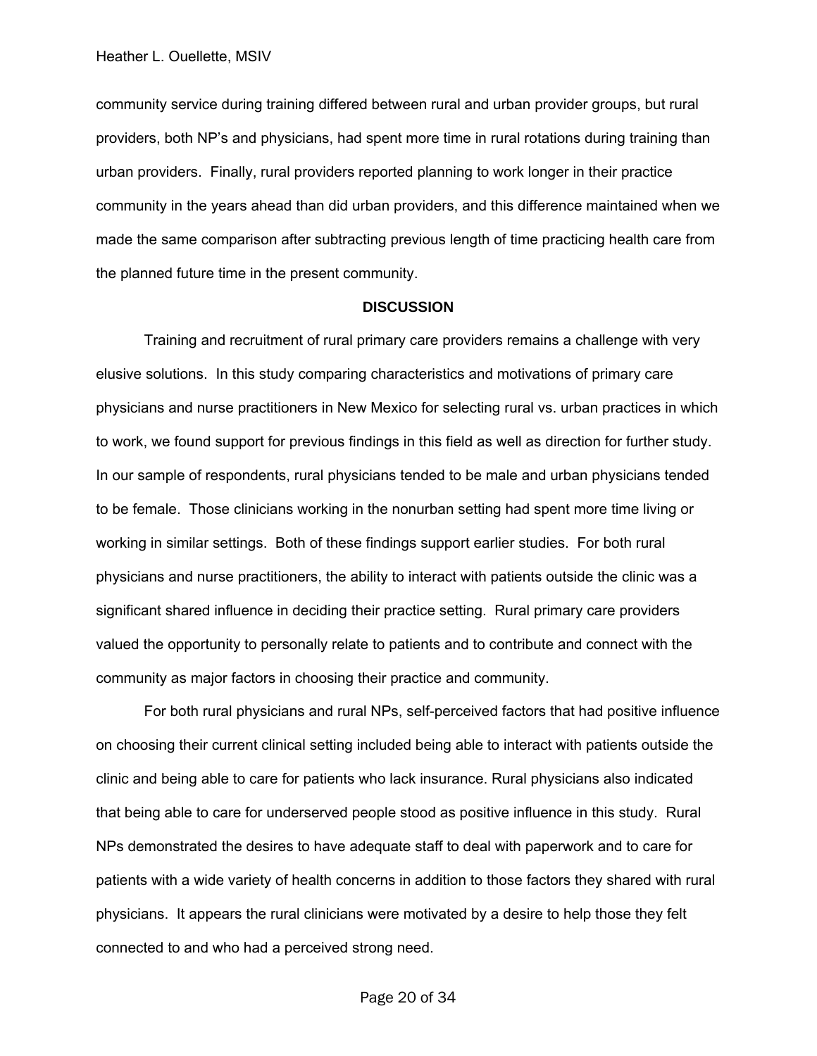community service during training differed between rural and urban provider groups, but rural providers, both NP's and physicians, had spent more time in rural rotations during training than urban providers. Finally, rural providers reported planning to work longer in their practice community in the years ahead than did urban providers, and this difference maintained when we made the same comparison after subtracting previous length of time practicing health care from the planned future time in the present community.

## DISCUSSION

Training and recruitment of rural primary care providers remains a challenge with very elusive solutions. In this study comparing characteristics and motivations of primary care physicians and nurse practitioners in New Mexico for selecting rural vs. urban practices in which to work, we found support for previous findings in this field as well as direction for further study. In our sample of respondents, rural physicians tended to be male and urban physicians tended to be female. Those clinicians working in the nonurban setting had spent more time living or working in similar settings. Both of these findings support earlier studies. For both rural physicians and nurse practitioners, the ability to interact with patients outside the clinic was a significant shared influence in deciding their practice setting. Rural primary care providers valued the opportunity to personally relate to patients and to contribute and connect with the community as major factors in choosing their practice and community.

For both rural physicians and rural NPs, self-perceived factors that had positive influence on choosing their current clinical setting included being able to interact with patients outside the clinic and being able to care for patients who lack insurance. Rural physicians also indicated that being able to care for underserved people stood as positive influence in this study. Rural NPs demonstrated the desires to have adequate staff to deal with paperwork and to care for patients with a wide variety of health concerns in addition to those factors they shared with rural physicians. It appears the rural clinicians were motivated by a desire to help those they felt connected to and who had a perceived strong need.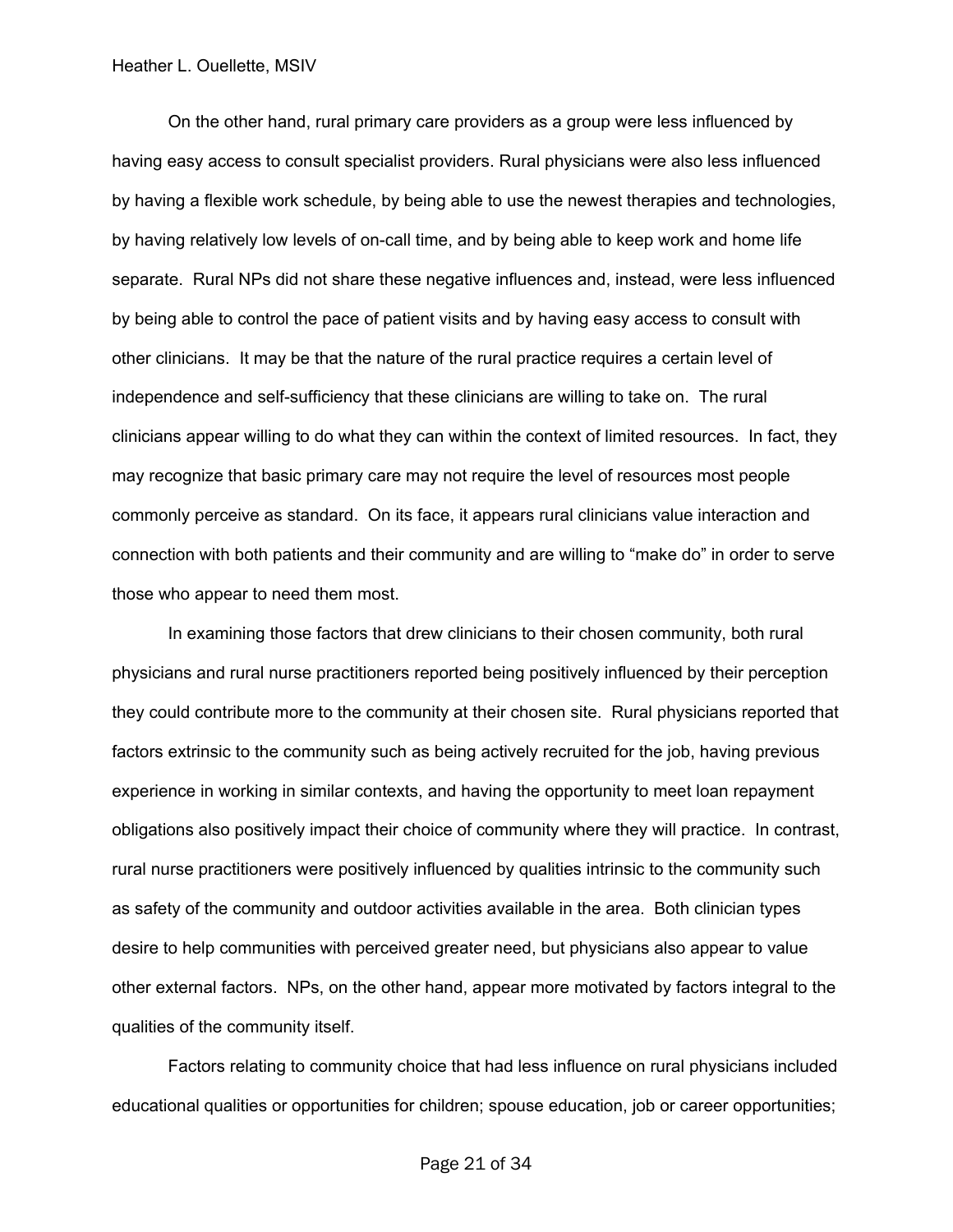On the other hand, rural primary care providers as a group were less influenced by having easy access to consult specialist providers. Rural physicians were also less influenced by having a flexible work schedule, by being able to use the newest therapies and technologies, by having relatively low levels of on-call time, and by being able to keep work and home life separate. Rural NPs did not share these negative influences and, instead, were less influenced by being able to control the pace of patient visits and by having easy access to consult with other clinicians. It may be that the nature of the rural practice requires a certain level of independence and self-sufficiency that these clinicians are willing to take on. The rural clinicians appear willing to do what they can within the context of limited resources. In fact, they may recognize that basic primary care may not require the level of resources most people commonly perceive as standard. On its face, it appears rural clinicians value interaction and connection with both patients and their community and are willing to "make do" in order to serve those who appear to need them most.

In examining those factors that drew clinicians to their chosen community, both rural physicians and rural nurse practitioners reported being positively influenced by their perception they could contribute more to the community at their chosen site. Rural physicians reported that factors extrinsic to the community such as being actively recruited for the job, having previous experience in working in similar contexts, and having the opportunity to meet loan repayment obligations also positively impact their choice of community where they will practice. In contrast, rural nurse practitioners were positively influenced by qualities intrinsic to the community such as safety of the community and outdoor activities available in the area. Both clinician types desire to help communities with perceived greater need, but physicians also appear to value other external factors. NPs, on the other hand, appear more motivated by factors integral to the qualities of the community itself.

Factors relating to community choice that had less influence on rural physicians included educational qualities or opportunities for children; spouse education, job or career opportunities;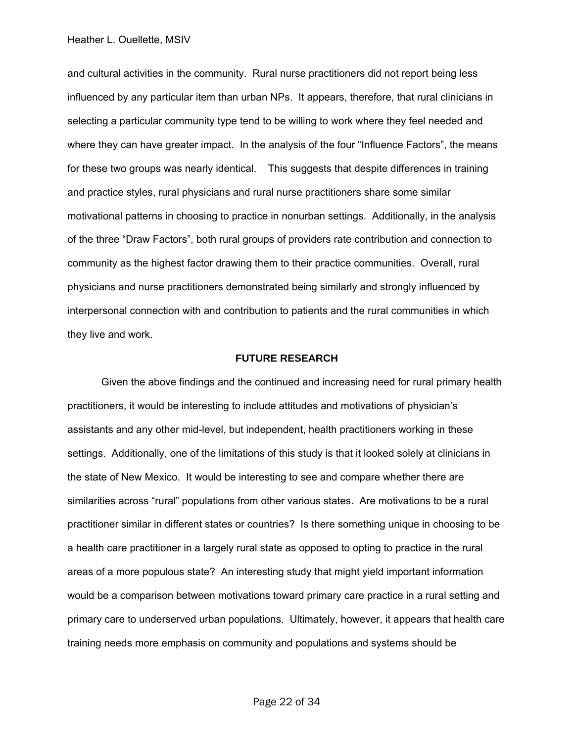and cultural activities in the community. Rural nurse practitioners did not report being less influenced by any particular item than urban NPs. It appears, therefore, that rural clinicians in selecting a particular community type tend to be willing to work where they feel needed and where they can have greater impact. In the analysis of the four "Influence Factors", the means for these two groups was nearly identical. This suggests that despite differences in training and practice styles, rural physicians and rural nurse practitioners share some similar motivational patterns in choosing to practice in nonurban settings. Additionally, in the analysis of the three "Draw Factors", both rural groups of providers rate contribution and connection to community as the highest factor drawing them to their practice communities. Overall, rural physicians and nurse practitioners demonstrated being similarly and strongly influenced by interpersonal connection with and contribution to patients and the rural communities in which they live and work.

## FUTURE RESEARCH

Given the above findings and the continued and increasing need for rural primary health practitioners, it would be interesting to include attitudes and motivations of physician's assistants and any other mid-level, but independent, health practitioners working in these settings. Additionally, one of the limitations of this study is that it looked solely at clinicians in the state of New Mexico. It would be interesting to see and compare whether there are similarities across "rural" populations from other various states. Are motivations to be a rural practitioner similar in different states or countries? Is there something unique in choosing to be a health care practitioner in a largely rural state as opposed to opting to practice in the rural areas of a more populous state? An interesting study that might yield important information would be a comparison between motivations toward primary care practice in a rural setting and primary care to underserved urban populations. Ultimately, however, it appears that health care training needs more emphasis on community and populations and systems should be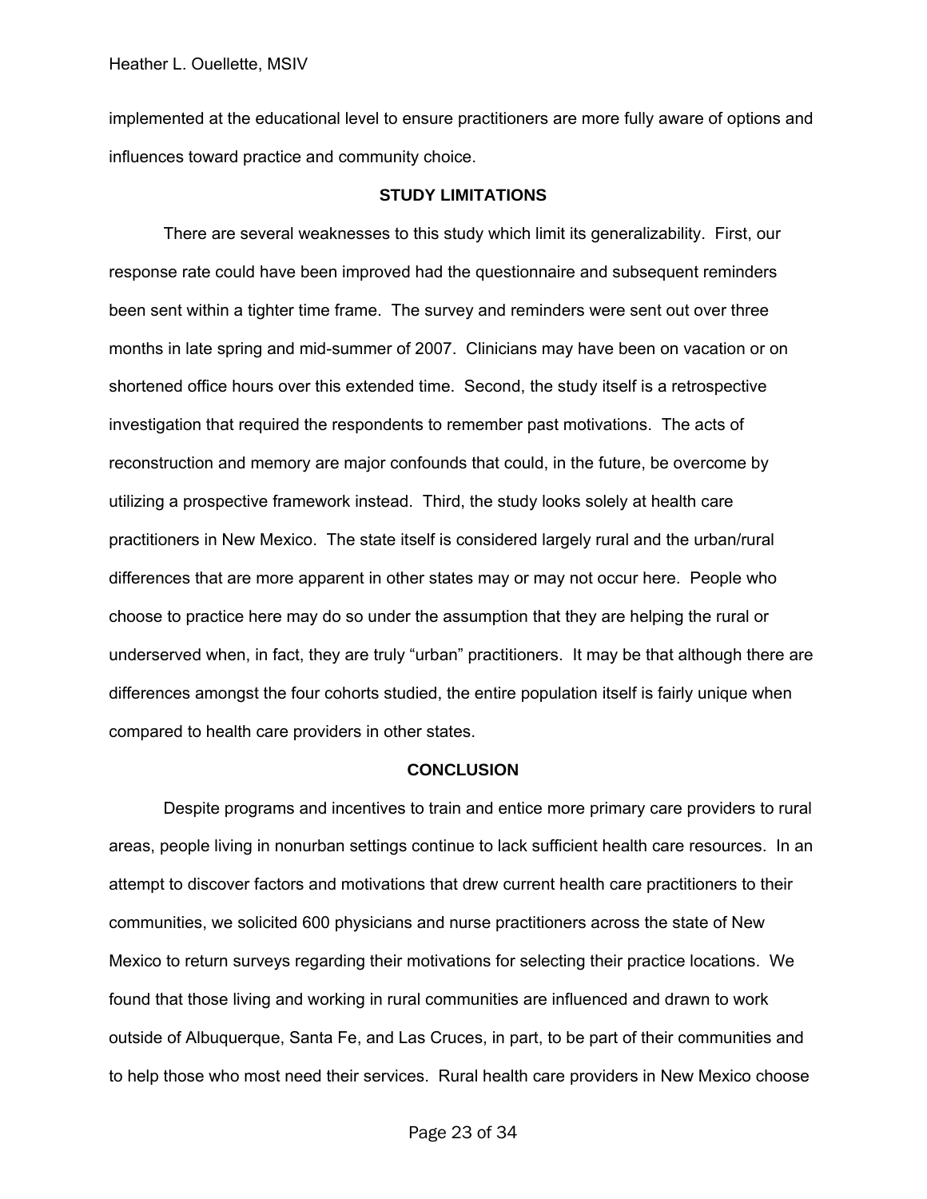implemented at the educational level to ensure practitioners are more fully aware of options and influences toward practice and community choice.

## STUDY LIMITATIONS

There are several weaknesses to this study which limit its generalizability. First, our response rate could have been improved had the questionnaire and subsequent reminders been sent within a tighter time frame. The survey and reminders were sent out over three months in late spring and mid-summer of 2007. Clinicians may have been on vacation or on shortened office hours over this extended time. Second, the study itself is a retrospective investigation that required the respondents to remember past motivations. The acts of reconstruction and memory are major confounds that could, in the future, be overcome by utilizing a prospective framework instead. Third, the study looks solely at health care practitioners in New Mexico. The state itself is considered largely rural and the urban/rural differences that are more apparent in other states may or may not occur here. People who choose to practice here may do so under the assumption that they are helping the rural or underserved when, in fact, they are truly "urban" practitioners. It may be that although there are differences amongst the four cohorts studied, the entire population itself is fairly unique when compared to health care providers in other states.

## CONCLUSION

Despite programs and incentives to train and entice more primary care providers to rural areas, people living in nonurban settings continue to lack sufficient health care resources. In an attempt to discover factors and motivations that drew current health care practitioners to their communities, we solicited 600 physicians and nurse practitioners across the state of New Mexico to return surveys regarding their motivations for selecting their practice locations. We found that those living and working in rural communities are influenced and drawn to work outside of Albuquerque, Santa Fe, and Las Cruces, in part, to be part of their communities and to help those who most need their services. Rural health care providers in New Mexico choose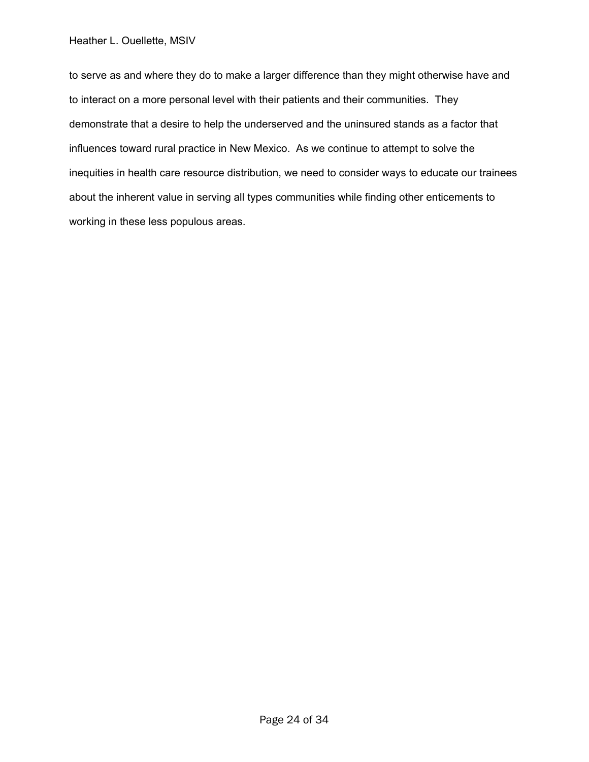to serve as and where they do to make a larger difference than they might otherwise have and to interact on a more personal level with their patients and their communities. They demonstrate that a desire to help the underserved and the uninsured stands as a factor that influences toward rural practice in New Mexico. As we continue to attempt to solve the inequities in health care resource distribution, we need to consider ways to educate our trainees about the inherent value in serving all types communities while finding other enticements to working in these less populous areas.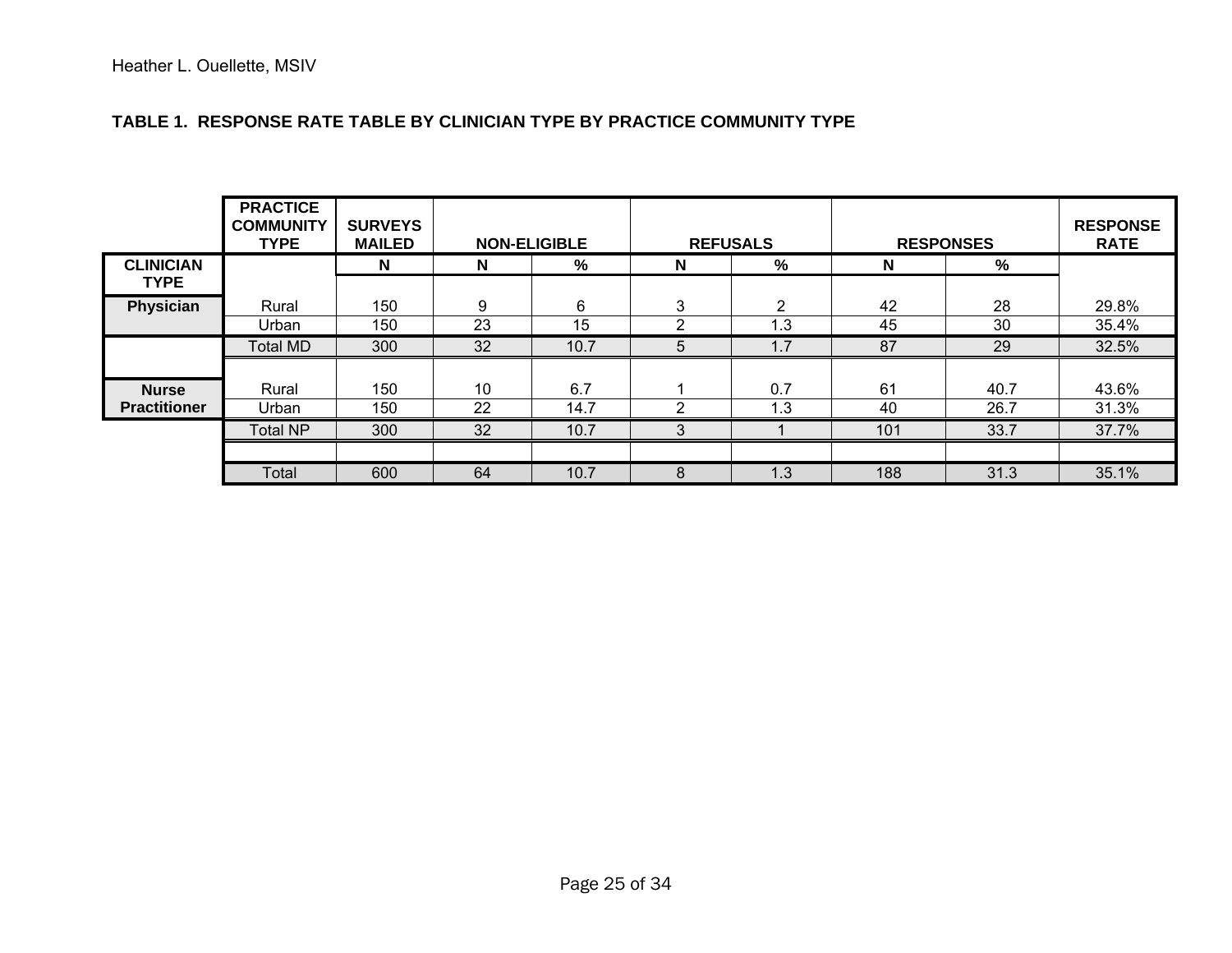**TABLE 1. RESPONSE RATE TABLE BY CLINICIAN TYPE BY PRACTICE COMMUNITY TYPE**

| CLINICIAN TYPE | PRACTICE COMMUNITY TYPE | SURVEYS MAILED | NON-ELIGIBLE | | REFUSALS | | RESPONSES | | RESPONSE RATE |
|---|---|---|---|---|---|---|---|---|---|
| | | N | N | % | N | % | N | % | |
| Physician | Rural | 150 | 9 | 6 | 3 | 2 | 42 | 28 | 29.8% |
| | Urban | 150 | 23 | 15 | 2 | 1.3 | 45 | 30 | 35.4% |
| | Total MD | 300 | 32 | 10.7 | 5 | 1.7 | 87 | 29 | 32.5% |
| Nurse Practitioner | Rural | 150 | 10 | 6.7 | 1 | 0.7 | 61 | 40.7 | 43.6% |
| | Urban | 150 | 22 | 14.7 | 2 | 1.3 | 40 | 26.7 | 31.3% |
| | Total NP | 300 | 32 | 10.7 | 3 | 1 | 101 | 33.7 | 37.7% |
| | Total | 600 | 64 | 10.7 | 8 | 1.3 | 188 | 31.3 | 35.1% |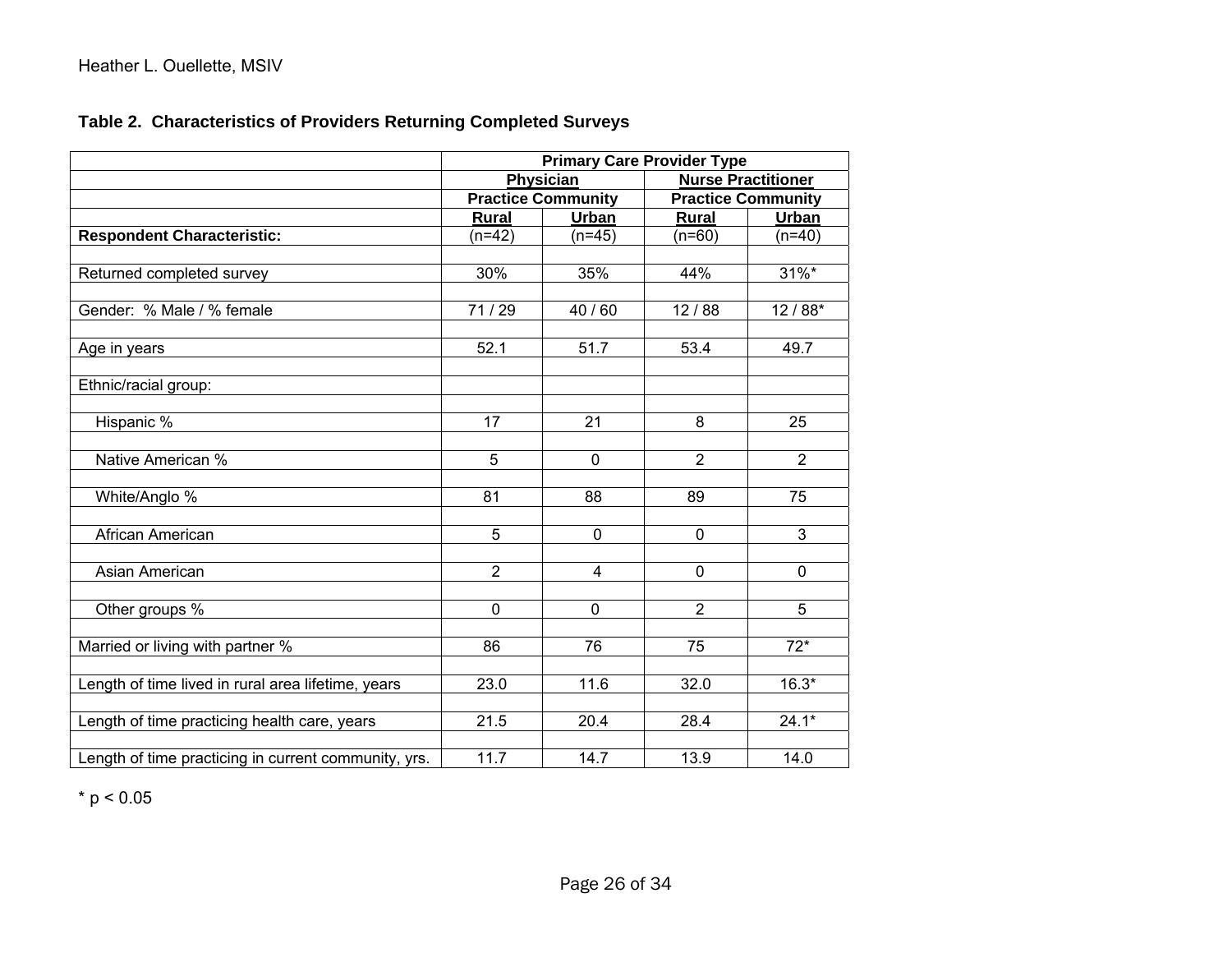**Table 2. Characteristics of Providers Returning Completed Surveys**

| | Primary Care Provider Type | | | |
|---|---|---|---|---|
| | Physician | | Nurse Practitioner | |
| | Practice Community | | Practice Community | |
| | Rural | Urban | Rural | Urban |
| **Respondent Characteristic:** | (n=42) | (n=45) | (n=60) | (n=40) |
| Returned completed survey | 30% | 35% | 44% | 31%* |
| Gender: % Male / % female | 71 / 29 | 40 / 60 | 12 / 88 | 12 / 88* |
| Age in years | 52.1 | 51.7 | 53.4 | 49.7 |
| Ethnic/racial group: | | | | |
| Hispanic % | 17 | 21 | 8 | 25 |
| Native American % | 5 | 0 | 2 | 2 |
| White/Anglo % | 81 | 88 | 89 | 75 |
| African American | 5 | 0 | 0 | 3 |
| Asian American | 2 | 4 | 0 | 0 |
| Other groups % | 0 | 0 | 2 | 5 |
| Married or living with partner % | 86 | 76 | 75 | 72* |
| Length of time lived in rural area lifetime, years | 23.0 | 11.6 | 32.0 | 16.3* |
| Length of time practicing health care, years | 21.5 | 20.4 | 28.4 | 24.1* |
| Length of time practicing in current community, yrs. | 11.7 | 14.7 | 13.9 | 14.0 |

* $p < 0.05$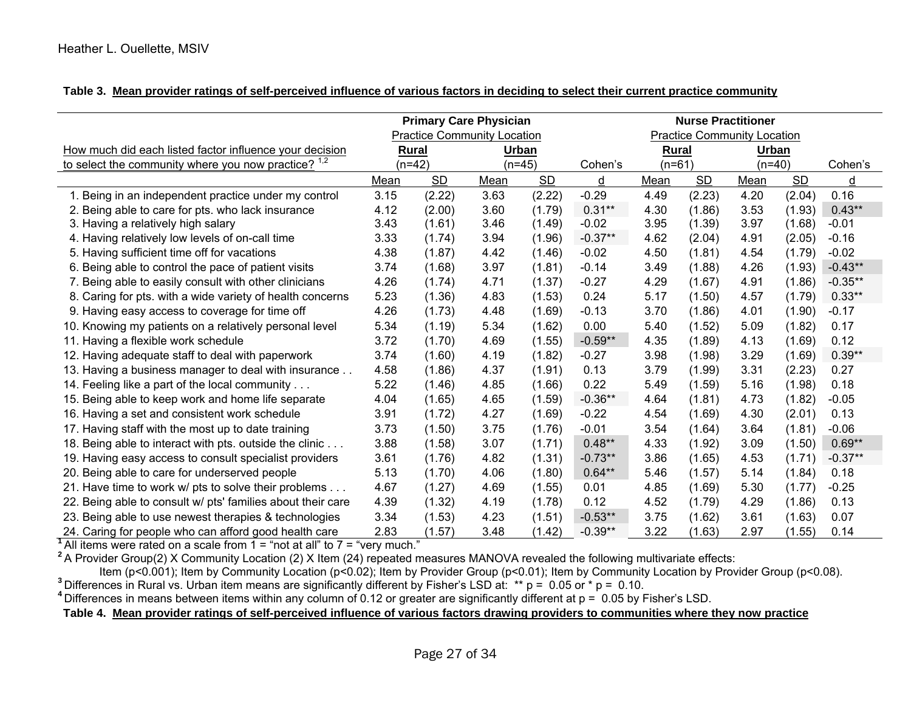**Table 3. Mean provider ratings of self-perceived influence of various factors in deciding to select their current practice community**

| How much did each listed factor influence your decision to select the community where you now practice? [1,2] | Primary Care Physician Practice Community Location | | | | | Nurse Practitioner Practice Community Location | | | | |
|---|---|---|---|---|---|---|---|---|---|---|
| | Rural (n=42) | | Urban (n=45) | | Cohen's | Rural (n=61) | | Urban (n=40) | | Cohen's |
| | Mean | SD | Mean | SD | d | Mean | SD | Mean | SD | d |
| 1. Being in an independent practice under my control | 3.15 | (2.22) | 3.63 | (2.22) | -0.29 | 4.49 | (2.23) | 4.20 | (2.04) | 0.16 |
| 2. Being able to care for pts. who lack insurance | 4.12 | (2.00) | 3.60 | (1.79) | 0.31** | 4.30 | (1.86) | 3.53 | (1.93) | 0.43** |
| 3. Having a relatively high salary | 3.43 | (1.61) | 3.46 | (1.49) | -0.02 | 3.95 | (1.39) | 3.97 | (1.68) | -0.01 |
| 4. Having relatively low levels of on-call time | 3.33 | (1.74) | 3.94 | (1.96) | -0.37** | 4.62 | (2.04) | 4.91 | (2.05) | -0.16 |
| 5. Having sufficient time off for vacations | 4.38 | (1.87) | 4.42 | (1.46) | -0.02 | 4.50 | (1.81) | 4.54 | (1.79) | -0.02 |
| 6. Being able to control the pace of patient visits | 3.74 | (1.68) | 3.97 | (1.81) | -0.14 | 3.49 | (1.88) | 4.26 | (1.93) | -0.43** |
| 7. Being able to easily consult with other clinicians | 4.26 | (1.74) | 4.71 | (1.37) | -0.27 | 4.29 | (1.67) | 4.91 | (1.86) | -0.35** |
| 8. Caring for pts. with a wide variety of health concerns | 5.23 | (1.36) | 4.83 | (1.53) | 0.24 | 5.17 | (1.50) | 4.57 | (1.79) | 0.33** |
| 9. Having easy access to coverage for time off | 4.26 | (1.73) | 4.48 | (1.69) | -0.13 | 3.70 | (1.86) | 4.01 | (1.90) | -0.17 |
| 10. Knowing my patients on a relatively personal level | 5.34 | (1.19) | 5.34 | (1.62) | 0.00 | 5.40 | (1.52) | 5.09 | (1.82) | 0.17 |
| 11. Having a flexible work schedule | 3.72 | (1.70) | 4.69 | (1.55) | -0.59** | 4.35 | (1.89) | 4.13 | (1.69) | 0.12 |
| 12. Having adequate staff to deal with paperwork | 3.74 | (1.60) | 4.19 | (1.82) | -0.27 | 3.98 | (1.98) | 3.29 | (1.69) | 0.39** |
| 13. Having a business manager to deal with insurance . . | 4.58 | (1.86) | 4.37 | (1.91) | 0.13 | 3.79 | (1.99) | 3.31 | (2.23) | 0.27 |
| 14. Feeling like a part of the local community . . . | 5.22 | (1.46) | 4.85 | (1.66) | 0.22 | 5.49 | (1.59) | 5.16 | (1.98) | 0.18 |
| 15. Being able to keep work and home life separate | 4.04 | (1.65) | 4.65 | (1.59) | -0.36** | 4.64 | (1.81) | 4.73 | (1.82) | -0.05 |
| 16. Having a set and consistent work schedule | 3.91 | (1.72) | 4.27 | (1.69) | -0.22 | 4.54 | (1.69) | 4.30 | (2.01) | 0.13 |
| 17. Having staff with the most up to date training | 3.73 | (1.50) | 3.75 | (1.76) | -0.01 | 3.54 | (1.64) | 3.64 | (1.81) | -0.06 |
| 18. Being able to interact with pts. outside the clinic . . . | 3.88 | (1.58) | 3.07 | (1.71) | 0.48** | 4.33 | (1.92) | 3.09 | (1.50) | 0.69** |
| 19. Having easy access to consult specialist providers | 3.61 | (1.76) | 4.82 | (1.31) | -0.73** | 3.86 | (1.65) | 4.53 | (1.71) | -0.37** |
| 20. Being able to care for underserved people | 5.13 | (1.70) | 4.06 | (1.80) | 0.64** | 5.46 | (1.57) | 5.14 | (1.84) | 0.18 |
| 21. Have time to work w/ pts to solve their problems . . . | 4.67 | (1.27) | 4.69 | (1.55) | 0.01 | 4.85 | (1.69) | 5.30 | (1.77) | -0.25 |
| 22. Being able to consult w/ pts' families about their care | 4.39 | (1.32) | 4.19 | (1.78) | 0.12 | 4.52 | (1.79) | 4.29 | (1.86) | 0.13 |
| 23. Being able to use newest therapies & technologies | 3.34 | (1.53) | 4.23 | (1.51) | -0.53** | 3.75 | (1.62) | 3.61 | (1.63) | 0.07 |
| 24. Caring for people who can afford good health care | 2.83 | (1.57) | 3.48 | (1.42) | -0.39** | 3.22 | (1.63) | 2.97 | (1.55) | 0.14 |

[1] All items were rated on a scale from 1 = "not at all" to 7 = "very much."

[2] A Provider Group(2) X Community Location (2) X Item (24) repeated measures MANOVA revealed the following multivariate effects:
Item ($p<0.001$); Item by Community Location ($p<0.02$); Item by Provider Group ($p<0.01$); Item by Community Location by Provider Group ($p<0.08$).

[3] Differences in Rural vs. Urban item means are significantly different by Fisher's LSD at: ** $p = 0.05$ or * $p = 0.10$.

[4] Differences in means between items within any column of 0.12 or greater are significantly different at $p = 0.05$ by Fisher's LSD.

**Table 4. Mean provider ratings of self-perceived influence of various factors drawing providers to communities where they now practice**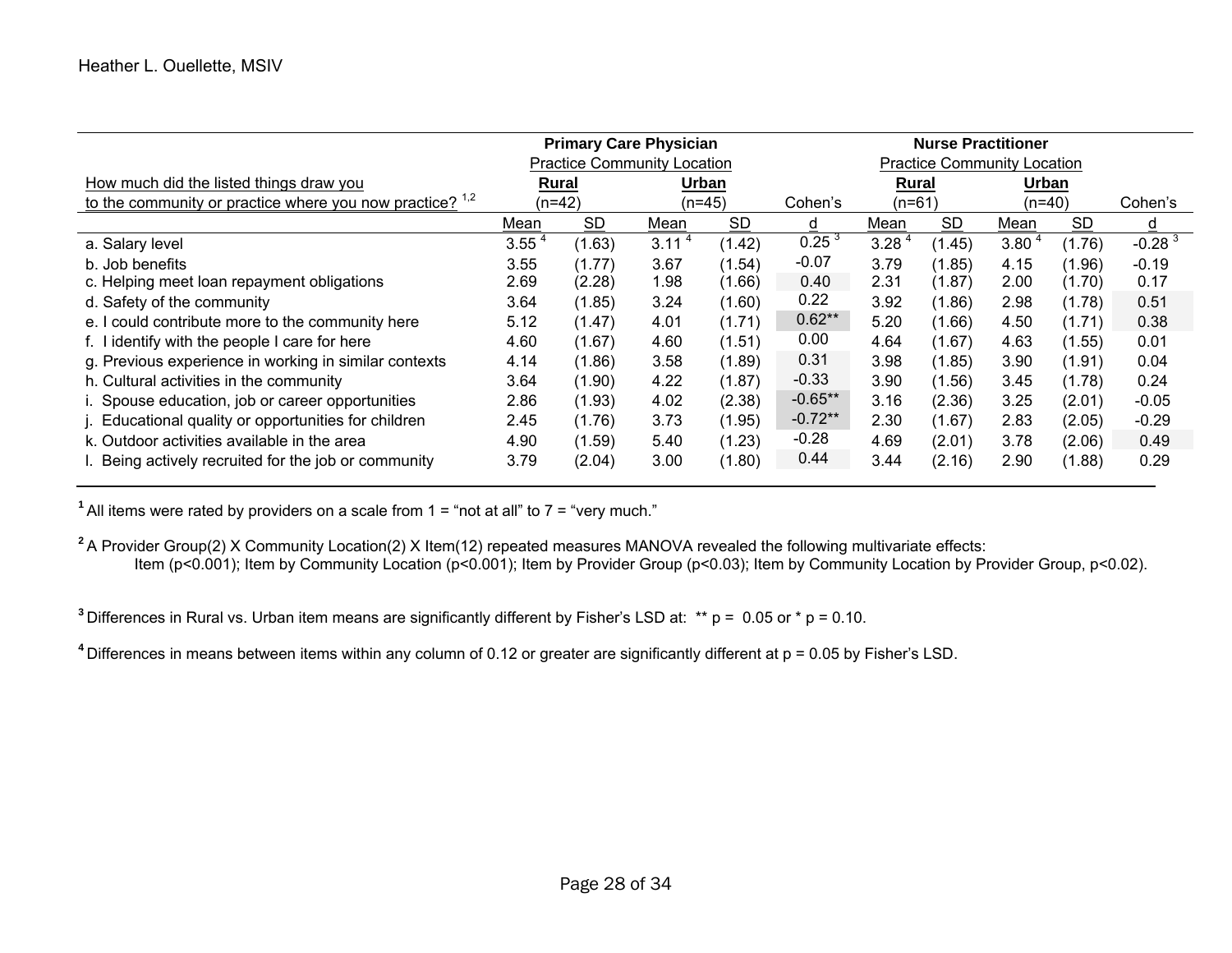| How much did the listed things draw you to the community or practice where you now practice? [1,2] | Primary Care Physician Practice Community Location | | | | | Nurse Practitioner Practice Community Location | | | | |
|---|---|---|---|---|---|---|---|---|---|---|
| | Rural (n=42) | | Urban (n=45) | | Cohen's | Rural (n=61) | | Urban (n=40) | | Cohen's |
| | Mean | SD | Mean | SD | d | Mean | SD | Mean | SD | d |
| a. Salary level | 3.55 [4] | (1.63) | 3.11 [4] | (1.42) | 0.25 [3] | 3.28 [4] | (1.45) | 3.80 [4] | (1.76) | -0.28 [3] |
| b. Job benefits | 3.55 | (1.77) | 3.67 | (1.54) | -0.07 | 3.79 | (1.85) | 4.15 | (1.96) | -0.19 |
| c. Helping meet loan repayment obligations | 2.69 | (2.28) | 1.98 | (1.66) | 0.40 | 2.31 | (1.87) | 2.00 | (1.70) | 0.17 |
| d. Safety of the community | 3.64 | (1.85) | 3.24 | (1.60) | 0.22 | 3.92 | (1.86) | 2.98 | (1.78) | 0.51 |
| e. I could contribute more to the community here | 5.12 | (1.47) | 4.01 | (1.71) | 0.62** | 5.20 | (1.66) | 4.50 | (1.71) | 0.38 |
| f. I identify with the people I care for here | 4.60 | (1.67) | 4.60 | (1.51) | 0.00 | 4.64 | (1.67) | 4.63 | (1.55) | 0.01 |
| g. Previous experience in working in similar contexts | 4.14 | (1.86) | 3.58 | (1.89) | 0.31 | 3.98 | (1.85) | 3.90 | (1.91) | 0.04 |
| h. Cultural activities in the community | 3.64 | (1.90) | 4.22 | (1.87) | -0.33 | 3.90 | (1.56) | 3.45 | (1.78) | 0.24 |
| i. Spouse education, job or career opportunities | 2.86 | (1.93) | 4.02 | (2.38) | -0.65** | 3.16 | (2.36) | 3.25 | (2.01) | -0.05 |
| j. Educational quality or opportunities for children | 2.45 | (1.76) | 3.73 | (1.95) | -0.72** | 2.30 | (1.67) | 2.83 | (2.05) | -0.29 |
| k. Outdoor activities available in the area | 4.90 | (1.59) | 5.40 | (1.23) | -0.28 | 4.69 | (2.01) | 3.78 | (2.06) | 0.49 |
| l. Being actively recruited for the job or community | 3.79 | (2.04) | 3.00 | (1.80) | 0.44 | 3.44 | (2.16) | 2.90 | (1.88) | 0.29 |

[1] All items were rated by providers on a scale from 1 = "not at all" to 7 = "very much."

[2] A Provider Group(2) X Community Location(2) X Item(12) repeated measures MANOVA revealed the following multivariate effects: Item ($p<0.001$); Item by Community Location ($p<0.001$); Item by Provider Group ($p<0.03$); Item by Community Location by Provider Group, $p<0.02$).

[3] Differences in Rural vs. Urban item means are significantly different by Fisher's LSD at: ** $p = 0.05$ or * $p = 0.10$.

[4] Differences in means between items within any column of 0.12 or greater are significantly different at $p = 0.05$ by Fisher's LSD.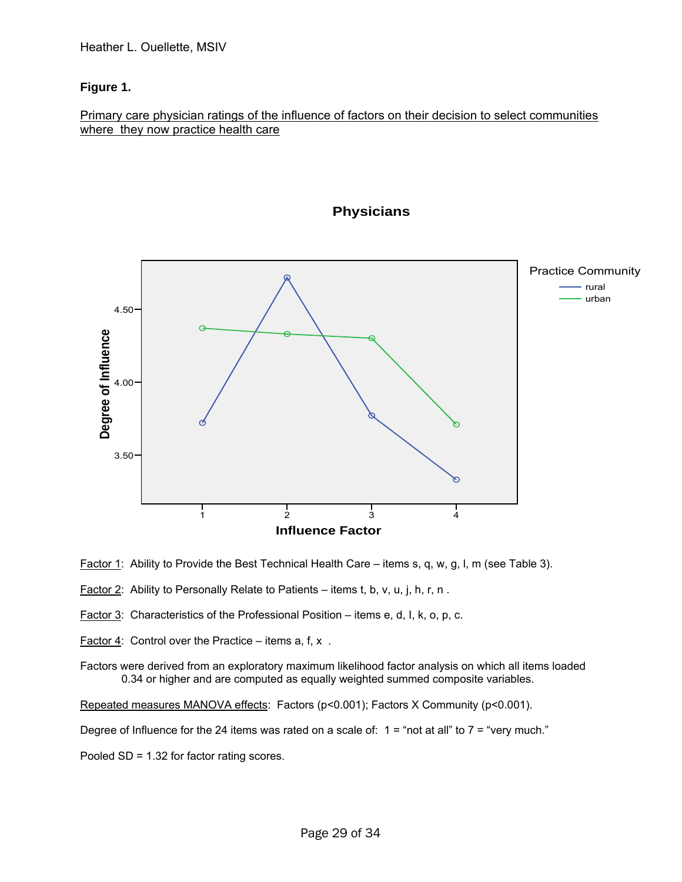**Figure 1.**

Primary care physician ratings of the influence of factors on their decision to select communities where they now practice health care

Factor 1: Ability to Provide the Best Technical Health Care – items s, q, w, g, l, m (see Table 3).

Factor 2: Ability to Personally Relate to Patients – items t, b, v, u, j, h, r, n .

Factor 3: Characteristics of the Professional Position – items e, d, I, k, o, p, c.

Factor 4: Control over the Practice – items a, f, x .

Factors were derived from an exploratory maximum likelihood factor analysis on which all items loaded 0.34 or higher and are computed as equally weighted summed composite variables.

Repeated measures MANOVA effects: Factors ($p<0.001$); Factors X Community ($p<0.001$).

Degree of Influence for the 24 items was rated on a scale of: 1 = "not at all" to 7 = "very much."

Pooled SD = 1.32 for factor rating scores.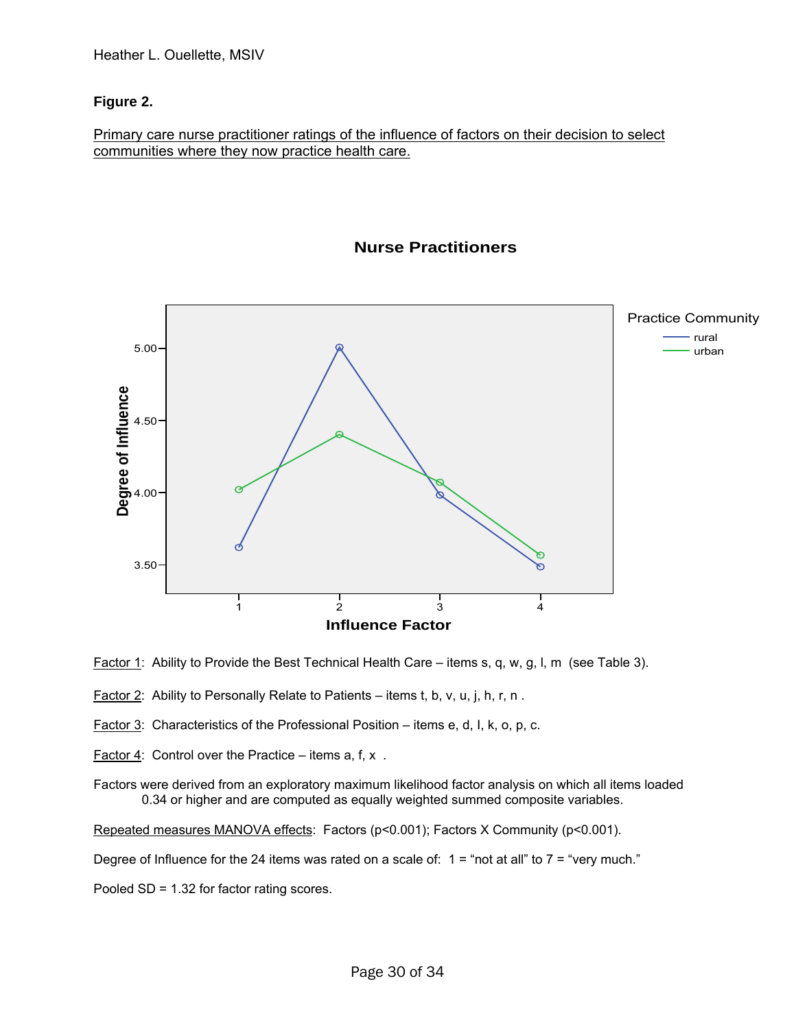**Figure 2.**

Primary care nurse practitioner ratings of the influence of factors on their decision to select communities where they now practice health care.

Factor 1: Ability to Provide the Best Technical Health Care – items s, q, w, g, l, m (see Table 3).

Factor 2: Ability to Personally Relate to Patients – items t, b, v, u, j, h, r, n .

Factor 3: Characteristics of the Professional Position – items e, d, I, k, o, p, c.

Factor 4: Control over the Practice – items a, f, x .

Factors were derived from an exploratory maximum likelihood factor analysis on which all items loaded 0.34 or higher and are computed as equally weighted summed composite variables.

Repeated measures MANOVA effects: Factors ($p<0.001$); Factors X Community ($p<0.001$).

Degree of Influence for the 24 items was rated on a scale of: 1 = "not at all" to 7 = "very much."

Pooled SD = 1.32 for factor rating scores.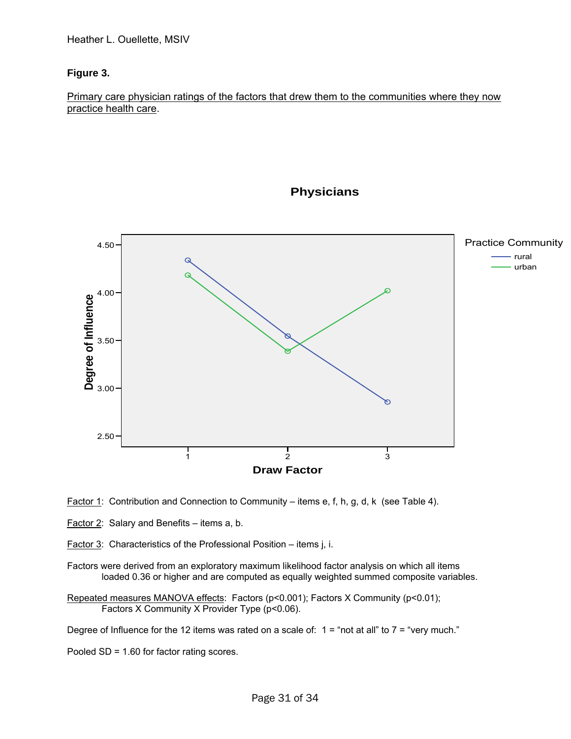**Figure 3.**

Primary care physician ratings of the factors that drew them to the communities where they now practice health care.

Factor 1: Contribution and Connection to Community – items e, f, h, g, d, k (see Table 4).

Factor 2: Salary and Benefits – items a, b.

Factor 3: Characteristics of the Professional Position – items j, i.

Factors were derived from an exploratory maximum likelihood factor analysis on which all items loaded 0.36 or higher and are computed as equally weighted summed composite variables.

Repeated measures MANOVA effects: Factors ($p<0.001$); Factors X Community ($p<0.01$); Factors X Community X Provider Type ($p<0.06$).

Degree of Influence for the 12 items was rated on a scale of: 1 = "not at all" to 7 = "very much."

Pooled SD = 1.60 for factor rating scores.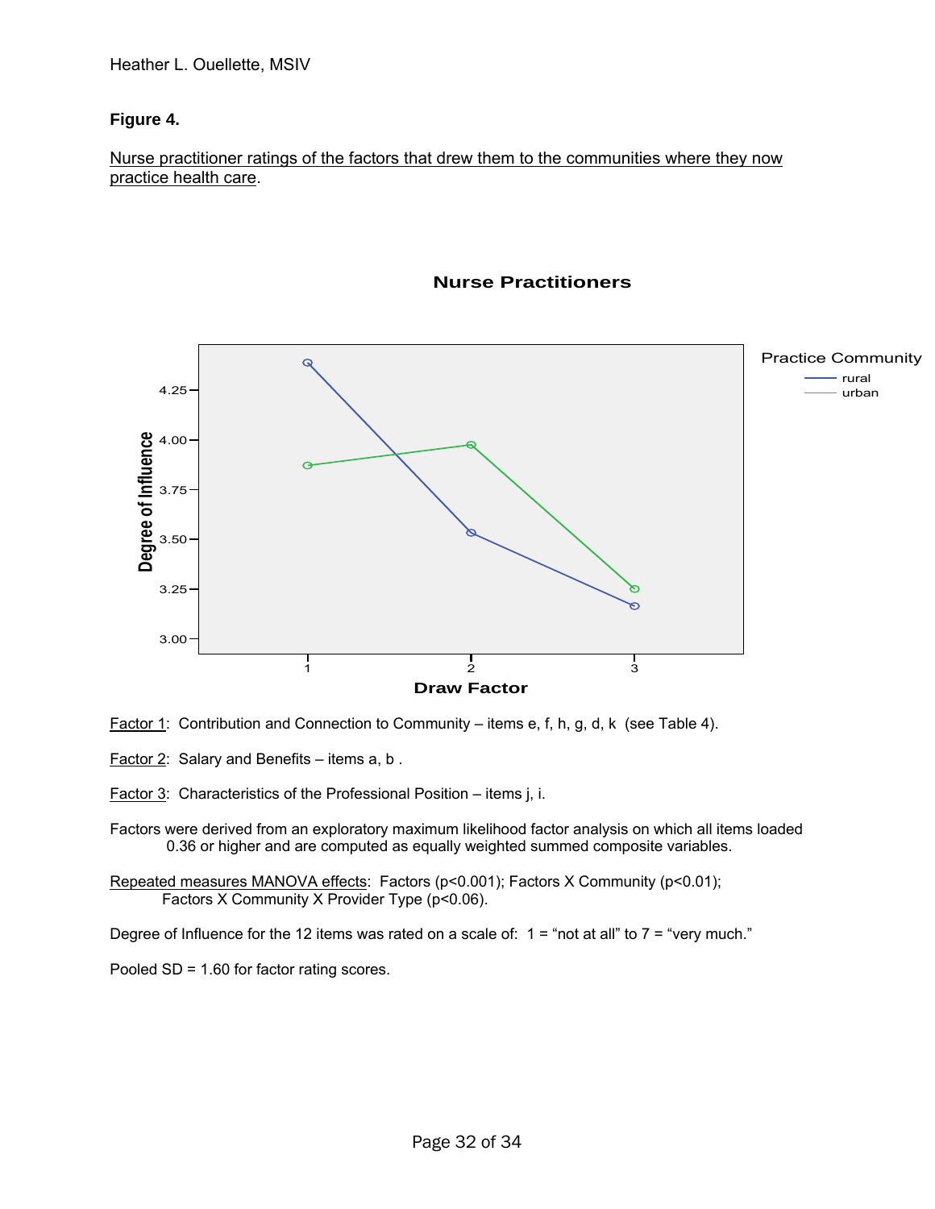**Figure 4.**

Nurse practitioner ratings of the factors that drew them to the communities where they now practice health care.

Factor 1: Contribution and Connection to Community – items e, f, h, g, d, k (see Table 4).

Factor 2: Salary and Benefits – items a, b .

Factor 3: Characteristics of the Professional Position – items j, i.

Factors were derived from an exploratory maximum likelihood factor analysis on which all items loaded 0.36 or higher and are computed as equally weighted summed composite variables.

Repeated measures MANOVA effects: Factors ($p<0.001$); Factors X Community ($p<0.01$); Factors X Community X Provider Type ($p<0.06$).

Degree of Influence for the 12 items was rated on a scale of: 1 = “not at all” to 7 = “very much.”

Pooled SD = 1.60 for factor rating scores.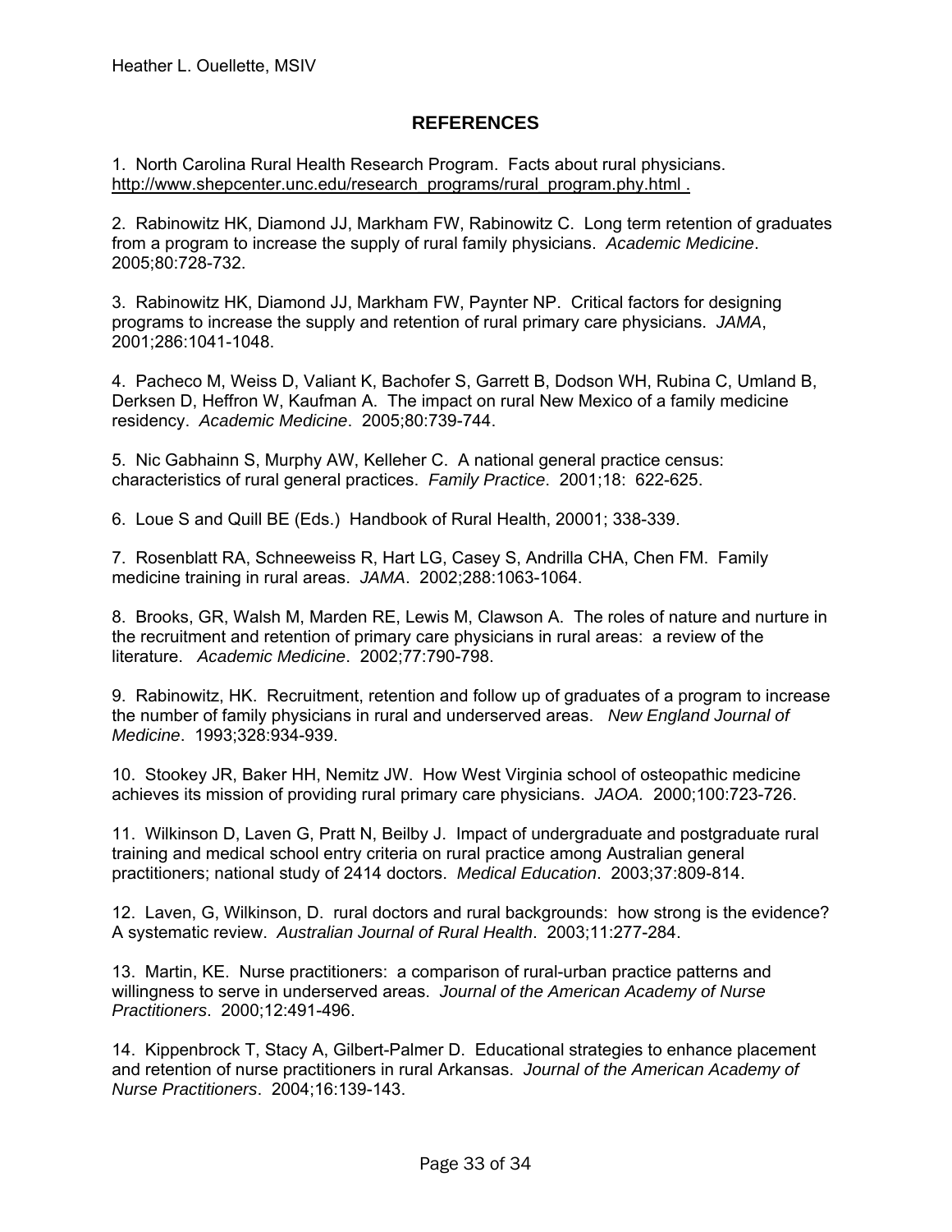## REFERENCES

1. North Carolina Rural Health Research Program. Facts about rural physicians. http://www.shepcenter.unc.edu/research_programs/rural_program.phy.html .

2. Rabinowitz HK, Diamond JJ, Markham FW, Rabinowitz C. Long term retention of graduates from a program to increase the supply of rural family physicians. *Academic Medicine*. 2005;80:728-732.

3. Rabinowitz HK, Diamond JJ, Markham FW, Paynter NP. Critical factors for designing programs to increase the supply and retention of rural primary care physicians. *JAMA*, 2001;286:1041-1048.

4. Pacheco M, Weiss D, Valiant K, Bachofer S, Garrett B, Dodson WH, Rubina C, Umland B, Derksen D, Heffron W, Kaufman A. The impact on rural New Mexico of a family medicine residency. *Academic Medicine*. 2005;80:739-744.

5. Nic Gabhainn S, Murphy AW, Kelleher C. A national general practice census: characteristics of rural general practices. *Family Practice*. 2001;18: 622-625.

6. Loue S and Quill BE (Eds.) Handbook of Rural Health, 20001; 338-339.

7. Rosenblatt RA, Schneeweiss R, Hart LG, Casey S, Andrilla CHA, Chen FM. Family medicine training in rural areas. *JAMA*. 2002;288:1063-1064.

8. Brooks, GR, Walsh M, Marden RE, Lewis M, Clawson A. The roles of nature and nurture in the recruitment and retention of primary care physicians in rural areas: a review of the literature. *Academic Medicine*. 2002;77:790-798.

9. Rabinowitz, HK. Recruitment, retention and follow up of graduates of a program to increase the number of family physicians in rural and underserved areas. *New England Journal of Medicine*. 1993;328:934-939.

10. Stookey JR, Baker HH, Nemitz JW. How West Virginia school of osteopathic medicine achieves its mission of providing rural primary care physicians. *JAOA.* 2000;100:723-726.

11. Wilkinson D, Laven G, Pratt N, Beilby J. Impact of undergraduate and postgraduate rural training and medical school entry criteria on rural practice among Australian general practitioners; national study of 2414 doctors. *Medical Education*. 2003;37:809-814.

12. Laven, G, Wilkinson, D. rural doctors and rural backgrounds: how strong is the evidence? A systematic review. *Australian Journal of Rural Health*. 2003;11:277-284.

13. Martin, KE. Nurse practitioners: a comparison of rural-urban practice patterns and willingness to serve in underserved areas. *Journal of the American Academy of Nurse Practitioners*. 2000;12:491-496.

14. Kippenbrock T, Stacy A, Gilbert-Palmer D. Educational strategies to enhance placement and retention of nurse practitioners in rural Arkansas. *Journal of the American Academy of Nurse Practitioners*. 2004;16:139-143.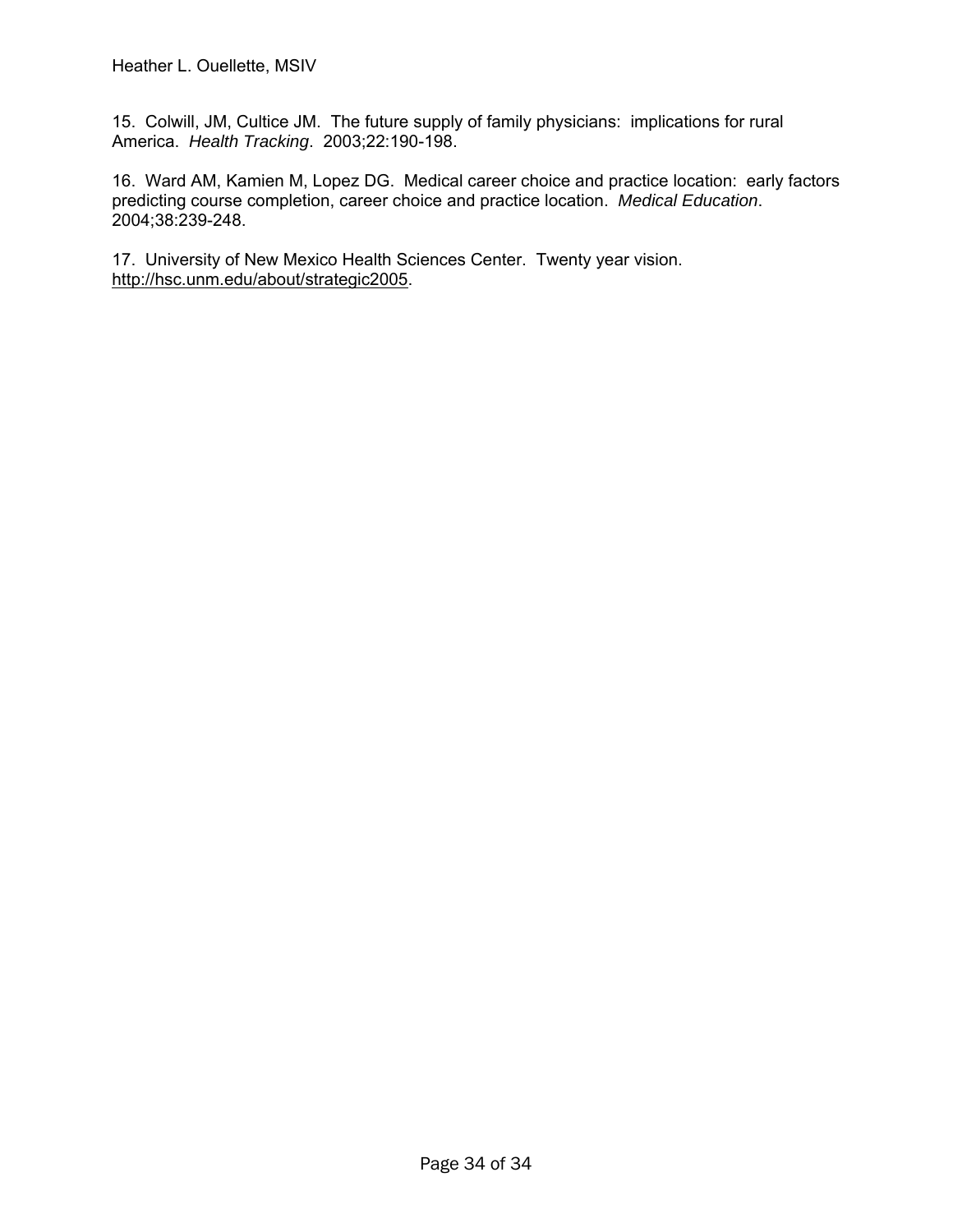15. Colwill, JM, Cultice JM. The future supply of family physicians: implications for rural America. *Health Tracking*. 2003;22:190-198.

16. Ward AM, Kamien M, Lopez DG. Medical career choice and practice location: early factors predicting course completion, career choice and practice location. *Medical Education*. 2004;38:239-248.

17. University of New Mexico Health Sciences Center. Twenty year vision. http://hsc.unm.edu/about/strategic2005.